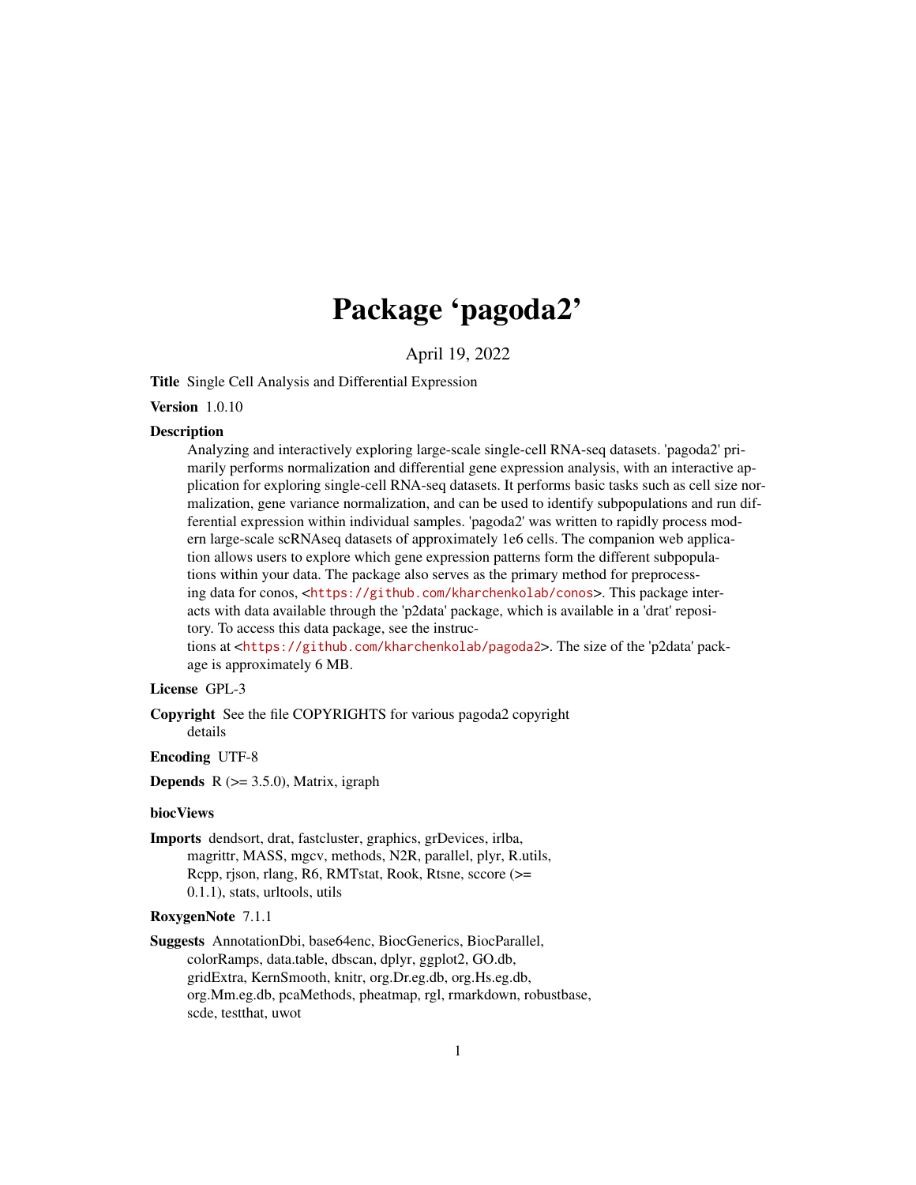# Package 'pagoda2'

April 19, 2022

**Title** Single Cell Analysis and Differential Expression

**Version** 1.0.10

**Description** Analyzing and interactively exploring large-scale single-cell RNA-seq datasets. 'pagoda2' primarily performs normalization and differential gene expression analysis, with an interactive application for exploring single-cell RNA-seq datasets. It performs basic tasks such as cell size normalization, gene variance normalization, and can be used to identify subpopulations and run differential expression within individual samples. 'pagoda2' was written to rapidly process modern large-scale scRNAseq datasets of approximately 1e6 cells. The companion web application allows users to explore which gene expression patterns form the different subpopulations within your data. The package also serves as the primary method for preprocessing data for conos, <https://github.com/kharchenkolab/conos>. This package interacts with data available through the 'p2data' package, which is available in a 'drat' repository. To access this data package, see the instructions at <https://github.com/kharchenkolab/pagoda2>. The size of the 'p2data' package is approximately 6 MB.

**License** GPL-3

**Copyright** See the file COPYRIGHTS for various pagoda2 copyright details

**Encoding** UTF-8

**Depends** R (>= 3.5.0), Matrix, igraph

**biocViews**

**Imports** dendsort, drat, fastcluster, graphics, grDevices, irlba, magrittr, MASS, mgcv, methods, N2R, parallel, plyr, R.utils, Rcpp, rjson, rlang, R6, RMTstat, Rook, Rtsne, sccore (>= 0.1.1), stats, urltools, utils

**RoxygenNote** 7.1.1

**Suggests** AnnotationDbi, base64enc, BiocGenerics, BiocParallel, colorRamps, data.table, dbscan, dplyr, ggplot2, GO.db, gridExtra, KernSmooth, knitr, org.Dr.eg.db, org.Hs.eg.db, org.Mm.eg.db, pcaMethods, pheatmap, rgl, rmarkdown, robustbase, scde, testthat, uwot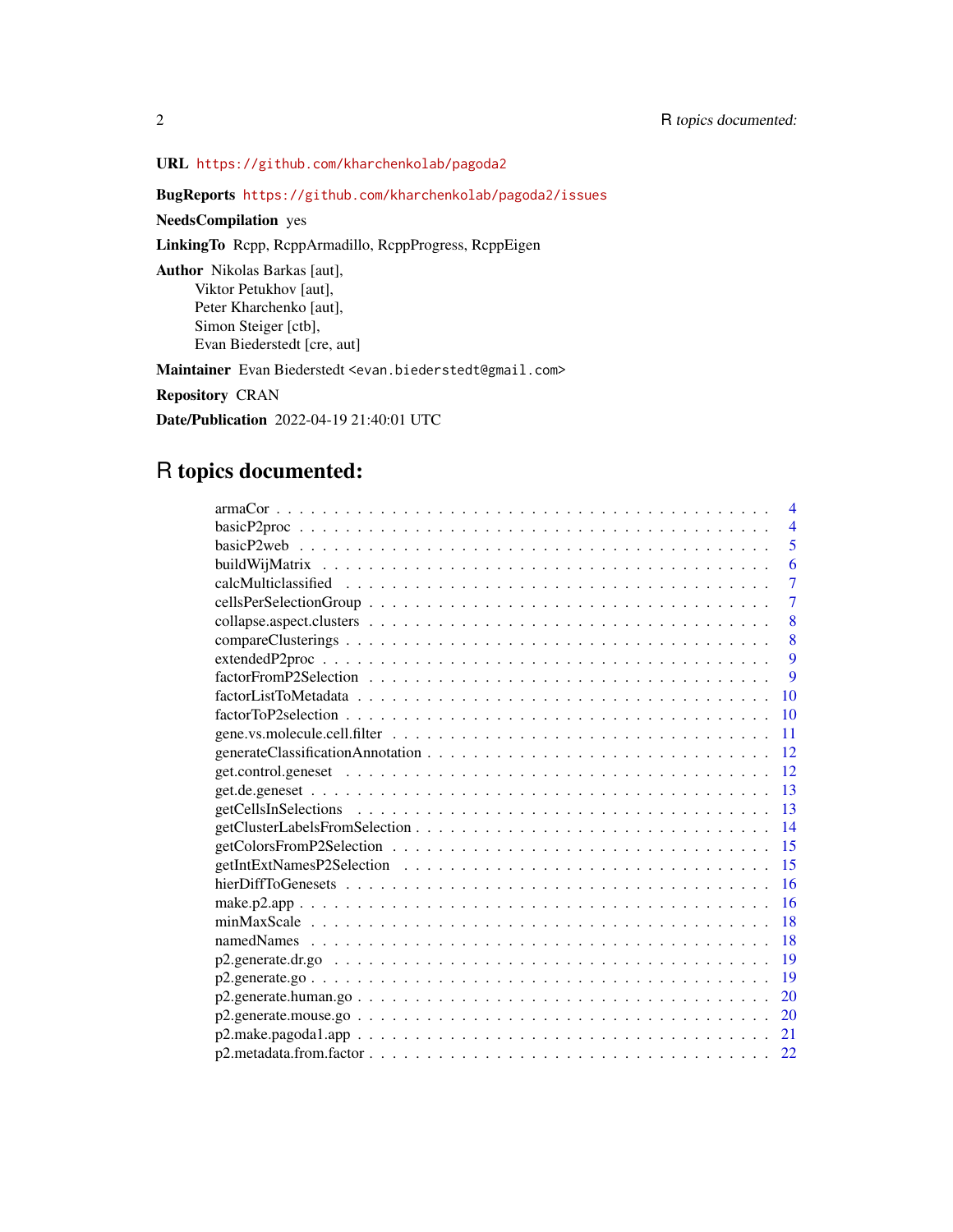**URL** https://github.com/kharchenkolab/pagoda2

**BugReports** https://github.com/kharchenkolab/pagoda2/issues

**NeedsCompilation** yes

**LinkingTo** Rcpp, RcppArmadillo, RcppProgress, RcppEigen

**Author** Nikolas Barkas [aut],
Viktor Petukhov [aut],
Peter Kharchenko [aut],
Simon Steiger [ctb],
Evan Biederstedt [cre, aut]

**Maintainer** Evan Biederstedt <evan.biederstedt@gmail.com>

**Repository** CRAN

**Date/Publication** 2022-04-19 21:40:01 UTC

# R topics documented:

- armaCor . . . . . . . . . . . . . . . . . . . . . . . . . . . . . . . . . . . . . . . . . . 4
- basicP2proc . . . . . . . . . . . . . . . . . . . . . . . . . . . . . . . . . . . . . . . . 4
- basicP2web . . . . . . . . . . . . . . . . . . . . . . . . . . . . . . . . . . . . . . . . 5
- buildWijMatrix . . . . . . . . . . . . . . . . . . . . . . . . . . . . . . . . . . . . . . 6
- calcMulticlassified . . . . . . . . . . . . . . . . . . . . . . . . . . . . . . . . . . . . 7
- cellsPerSelectionGroup . . . . . . . . . . . . . . . . . . . . . . . . . . . . . . . . . . 7
- collapse.aspect.clusters . . . . . . . . . . . . . . . . . . . . . . . . . . . . . . . . . 8
- compareClusterings . . . . . . . . . . . . . . . . . . . . . . . . . . . . . . . . . . . 8
- extendedP2proc . . . . . . . . . . . . . . . . . . . . . . . . . . . . . . . . . . . . . 9
- factorFromP2Selection . . . . . . . . . . . . . . . . . . . . . . . . . . . . . . . . . . 9
- factorListToMetadata . . . . . . . . . . . . . . . . . . . . . . . . . . . . . . . . . . 10
- factorToP2selection . . . . . . . . . . . . . . . . . . . . . . . . . . . . . . . . . . . 10
- gene.vs.molecule.cell.filter . . . . . . . . . . . . . . . . . . . . . . . . . . . . . . . 11
- generateClassificationAnnotation . . . . . . . . . . . . . . . . . . . . . . . . . . . . 12
- get.control.geneset . . . . . . . . . . . . . . . . . . . . . . . . . . . . . . . . . . . 12
- get.de.geneset . . . . . . . . . . . . . . . . . . . . . . . . . . . . . . . . . . . . . . 13
- getCellsInSelections . . . . . . . . . . . . . . . . . . . . . . . . . . . . . . . . . . . 13
- getClusterLabelsFromSelection . . . . . . . . . . . . . . . . . . . . . . . . . . . . . 14
- getColorsFromP2Selection . . . . . . . . . . . . . . . . . . . . . . . . . . . . . . . . 15
- getIntExtNamesP2Selection . . . . . . . . . . . . . . . . . . . . . . . . . . . . . . . 15
- hierDiffToGenesets . . . . . . . . . . . . . . . . . . . . . . . . . . . . . . . . . . . 16
- make.p2.app . . . . . . . . . . . . . . . . . . . . . . . . . . . . . . . . . . . . . . . 16
- minMaxScale . . . . . . . . . . . . . . . . . . . . . . . . . . . . . . . . . . . . . . . 18
- namedNames . . . . . . . . . . . . . . . . . . . . . . . . . . . . . . . . . . . . . . . 18
- p2.generate.dr.go . . . . . . . . . . . . . . . . . . . . . . . . . . . . . . . . . . . . 19
- p2.generate.go . . . . . . . . . . . . . . . . . . . . . . . . . . . . . . . . . . . . . . 19
- p2.generate.human.go . . . . . . . . . . . . . . . . . . . . . . . . . . . . . . . . . . 20
- p2.generate.mouse.go . . . . . . . . . . . . . . . . . . . . . . . . . . . . . . . . . . 20
- p2.make.pagoda1.app . . . . . . . . . . . . . . . . . . . . . . . . . . . . . . . . . . 21
- p2.metadata.from.factor . . . . . . . . . . . . . . . . . . . . . . . . . . . . . . . . . 22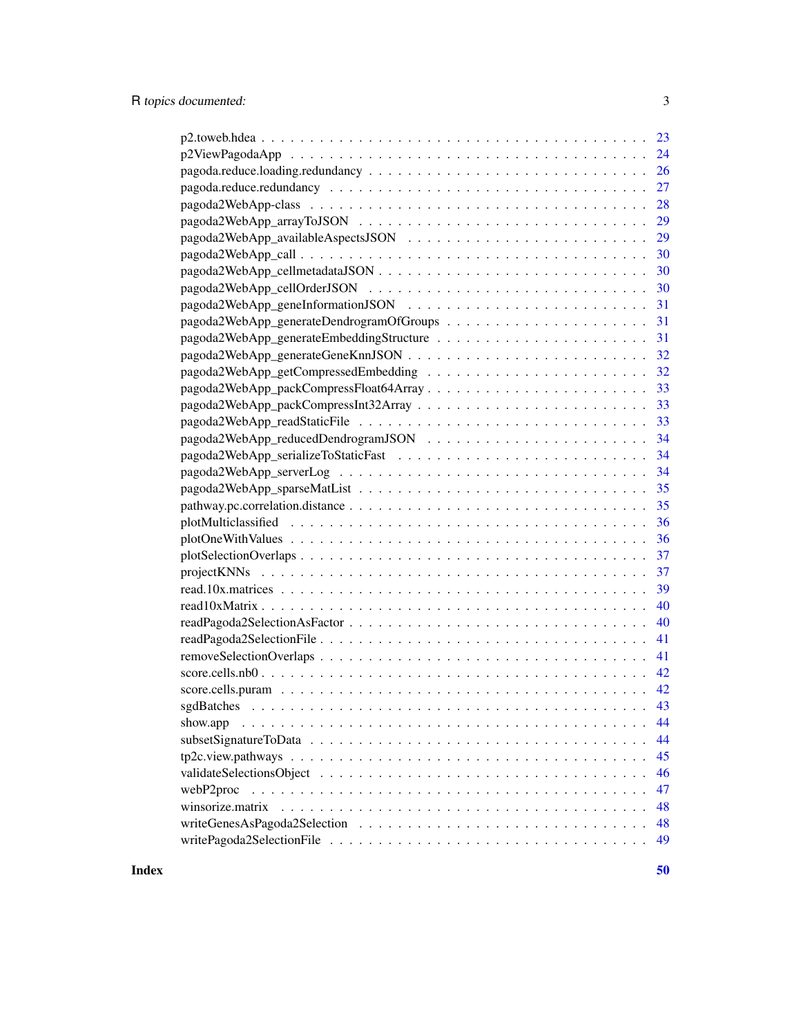| | |
|---|---|
| p2.toweb.hdea | 23 |
| p2ViewPagodaApp | 24 |
| pagoda.reduce.loading.redundancy | 26 |
| pagoda.reduce.redundancy | 27 |
| pagoda2WebApp-class | 28 |
| pagoda2WebApp_arrayToJSON | 29 |
| pagoda2WebApp_availableAspectsJSON | 29 |
| pagoda2WebApp_call | 30 |
| pagoda2WebApp_cellmetadataJSON | 30 |
| pagoda2WebApp_cellOrderJSON | 30 |
| pagoda2WebApp_geneInformationJSON | 31 |
| pagoda2WebApp_generateDendrogramOfGroups | 31 |
| pagoda2WebApp_generateEmbeddingStructure | 31 |
| pagoda2WebApp_generateGeneKnnJSON | 32 |
| pagoda2WebApp_getCompressedEmbedding | 32 |
| pagoda2WebApp_packCompressFloat64Array | 33 |
| pagoda2WebApp_packCompressInt32Array | 33 |
| pagoda2WebApp_readStaticFile | 33 |
| pagoda2WebApp_reducedDendrogramJSON | 34 |
| pagoda2WebApp_serializeToStaticFast | 34 |
| pagoda2WebApp_serverLog | 34 |
| pagoda2WebApp_sparseMatList | 35 |
| pathway.pc.correlation.distance | 35 |
| plotMulticlassified | 36 |
| plotOneWithValues | 36 |
| plotSelectionOverlaps | 37 |
| projectKNNs | 37 |
| read.10x.matrices | 39 |
| read10xMatrix | 40 |
| readPagoda2SelectionAsFactor | 40 |
| readPagoda2SelectionFile | 41 |
| removeSelectionOverlaps | 41 |
| score.cells.nb0 | 42 |
| score.cells.puram | 42 |
| sgdBatches | 43 |
| show.app | 44 |
| subsetSignatureToData | 44 |
| tp2c.view.pathways | 45 |
| validateSelectionsObject | 46 |
| webP2proc | 47 |
| winsorize.matrix | 48 |
| writeGenesAsPagoda2Selection | 48 |
| writePagoda2SelectionFile | 49 |

**Index** **50**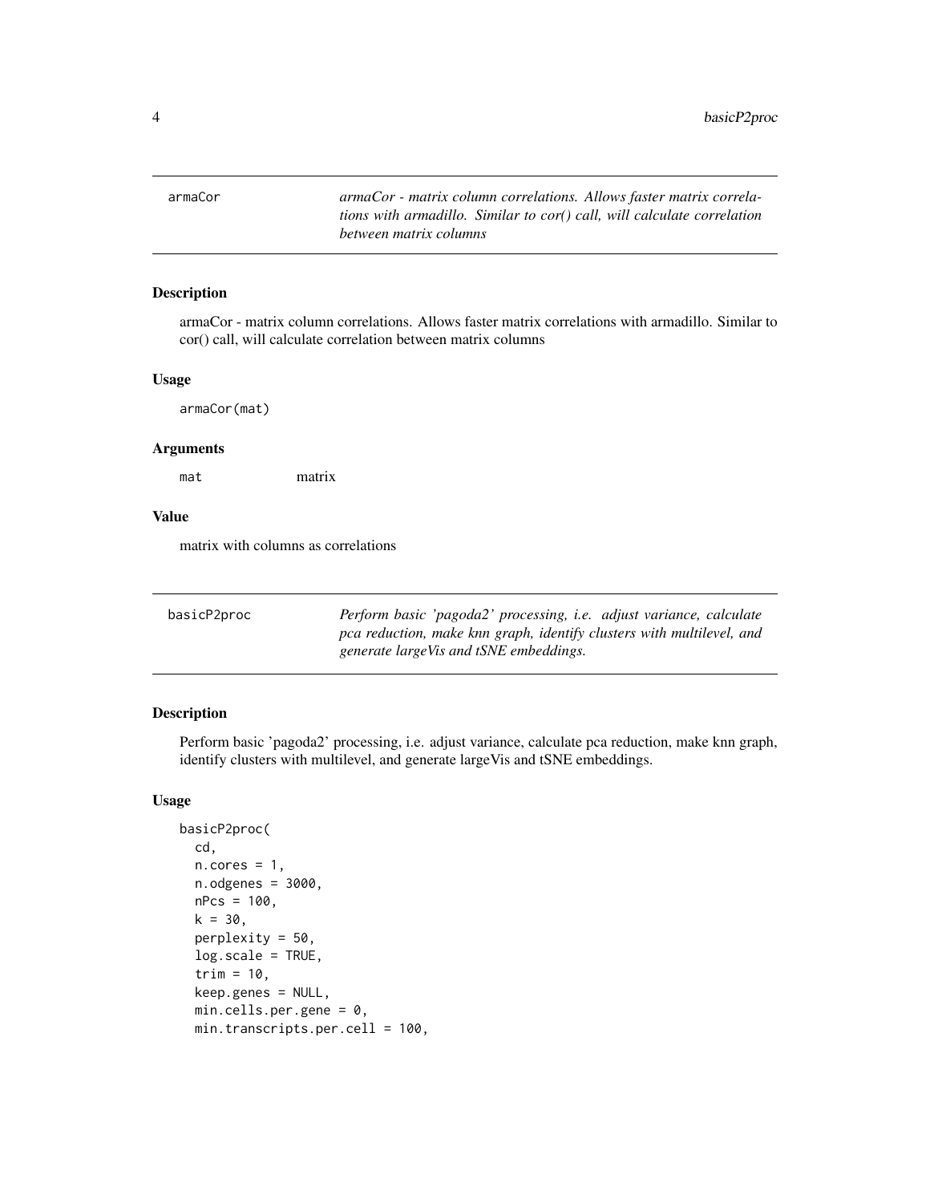## armaCor

*armaCor - matrix column correlations. Allows faster matrix correlations with armadillo. Similar to cor() call, will calculate correlation between matrix columns*

### Description

armaCor - matrix column correlations. Allows faster matrix correlations with armadillo. Similar to cor() call, will calculate correlation between matrix columns

### Usage

```
armaCor(mat)
```

### Arguments

| | |
|---|---|
| mat | matrix |

### Value

matrix with columns as correlations

## basicP2proc

*Perform basic 'pagoda2' processing, i.e. adjust variance, calculate pca reduction, make knn graph, identify clusters with multilevel, and generate largeVis and tSNE embeddings.*

### Description

Perform basic 'pagoda2' processing, i.e. adjust variance, calculate pca reduction, make knn graph, identify clusters with multilevel, and generate largeVis and tSNE embeddings.

### Usage

```
basicP2proc(
  cd,
  n.cores = 1,
  n.odgenes = 3000,
  nPcs = 100,
  k = 30,
  perplexity = 50,
  log.scale = TRUE,
  trim = 10,
  keep.genes = NULL,
  min.cells.per.gene = 0,
  min.transcripts.per.cell = 100,
```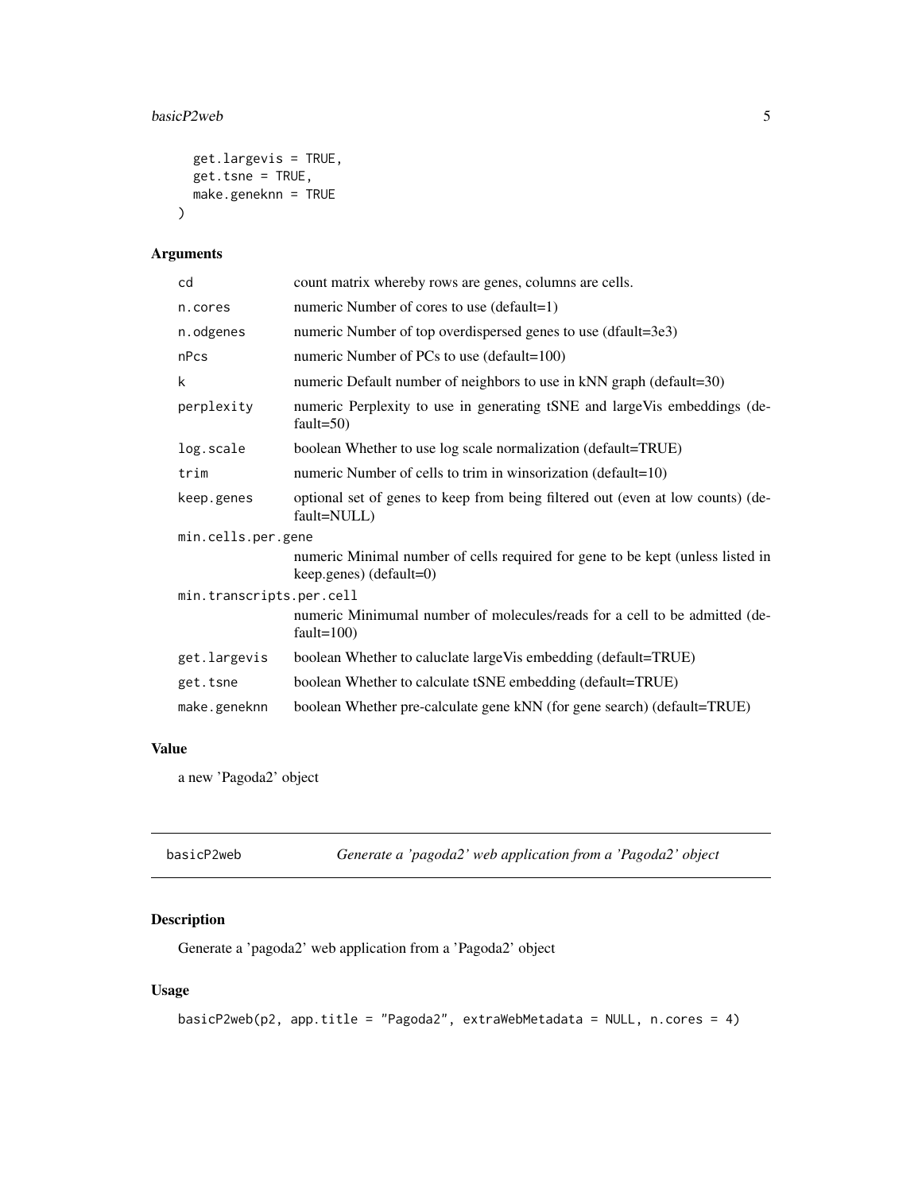```
  get.largevis = TRUE,
  get.tsne = TRUE,
  make.geneknn = TRUE
)
```

## Arguments

| | |
|---|---|
| cd | count matrix whereby rows are genes, columns are cells. |
| n.cores | numeric Number of cores to use (default=1) |
| n.odgenes | numeric Number of top overdispersed genes to use (dfault=3e3) |
| nPcs | numeric Number of PCs to use (default=100) |
| k | numeric Default number of neighbors to use in kNN graph (default=30) |
| perplexity | numeric Perplexity to use in generating tSNE and largeVis embeddings (default=50) |
| log.scale | boolean Whether to use log scale normalization (default=TRUE) |
| trim | numeric Number of cells to trim in winsorization (default=10) |
| keep.genes | optional set of genes to keep from being filtered out (even at low counts) (default=NULL) |
| min.cells.per.gene | numeric Minimal number of cells required for gene to be kept (unless listed in keep.genes) (default=0) |
| min.transcripts.per.cell | numeric Minimumal number of molecules/reads for a cell to be admitted (default=100) |
| get.largevis | boolean Whether to caluclate largeVis embedding (default=TRUE) |
| get.tsne | boolean Whether to calculate tSNE embedding (default=TRUE) |
| make.geneknn | boolean Whether pre-calculate gene kNN (for gene search) (default=TRUE) |

## Value

a new 'Pagoda2' object

---

# basicP2web — *Generate a 'pagoda2' web application from a 'Pagoda2' object*

## Description

Generate a 'pagoda2' web application from a 'Pagoda2' object

## Usage

```
basicP2web(p2, app.title = "Pagoda2", extraWebMetadata = NULL, n.cores = 4)
```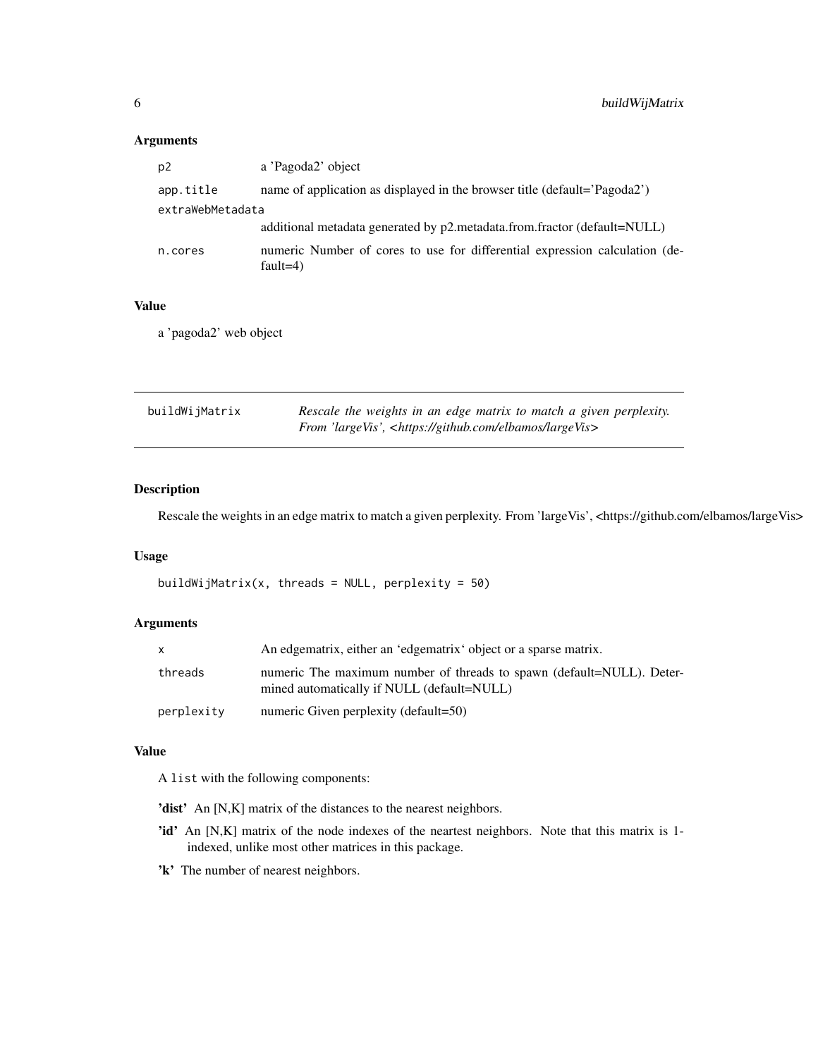### Arguments

| | |
|---|---|
| p2 | a 'Pagoda2' object |
| app.title | name of application as displayed in the browser title (default='Pagoda2') |
| extraWebMetadata | additional metadata generated by p2.metadata.from.fractor (default=NULL) |
| n.cores | numeric Number of cores to use for differential expression calculation (default=4) |

### Value

a 'pagoda2' web object

---

## buildWijMatrix

*Rescale the weights in an edge matrix to match a given perplexity. From 'largeVis', <https://github.com/elbamos/largeVis>*

---

### Description

Rescale the weights in an edge matrix to match a given perplexity. From 'largeVis', <https://github.com/elbamos/largeVis>

### Usage

```
buildWijMatrix(x, threads = NULL, perplexity = 50)
```

### Arguments

| | |
|---|---|
| x | An edgematrix, either an 'edgematrix' object or a sparse matrix. |
| threads | numeric The maximum number of threads to spawn (default=NULL). Determined automatically if NULL (default=NULL) |
| perplexity | numeric Given perplexity (default=50) |

### Value

A list with the following components:

**'dist'** An [N,K] matrix of the distances to the nearest neighbors.

**'id'** An [N,K] matrix of the node indexes of the neartest neighbors. Note that this matrix is 1-indexed, unlike most other matrices in this package.

**'k'** The number of nearest neighbors.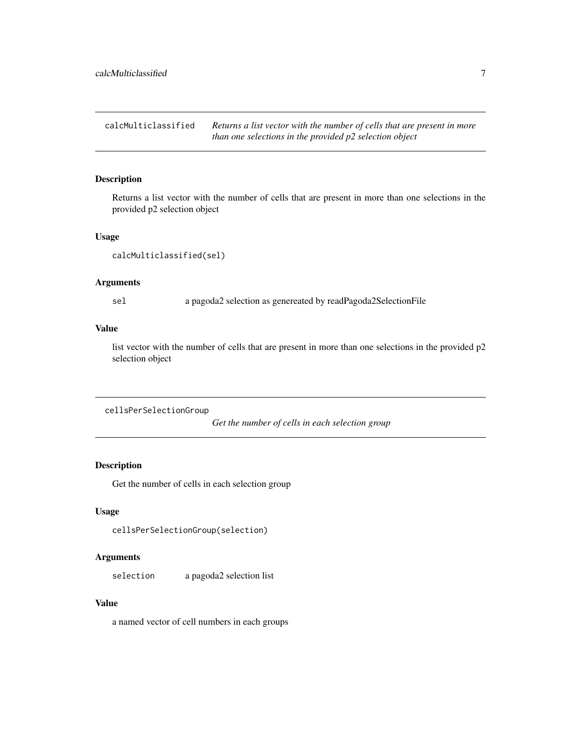## calcMulticlassified

*Returns a list vector with the number of cells that are present in more than one selections in the provided p2 selection object*

### Description

Returns a list vector with the number of cells that are present in more than one selections in the provided p2 selection object

### Usage

```
calcMulticlassified(sel)
```

### Arguments

| | |
|---|---|
| sel | a pagoda2 selection as genereated by readPagoda2SelectionFile |

### Value

list vector with the number of cells that are present in more than one selections in the provided p2 selection object

## cellsPerSelectionGroup

*Get the number of cells in each selection group*

### Description

Get the number of cells in each selection group

### Usage

```
cellsPerSelectionGroup(selection)
```

### Arguments

| | |
|---|---|
| selection | a pagoda2 selection list |

### Value

a named vector of cell numbers in each groups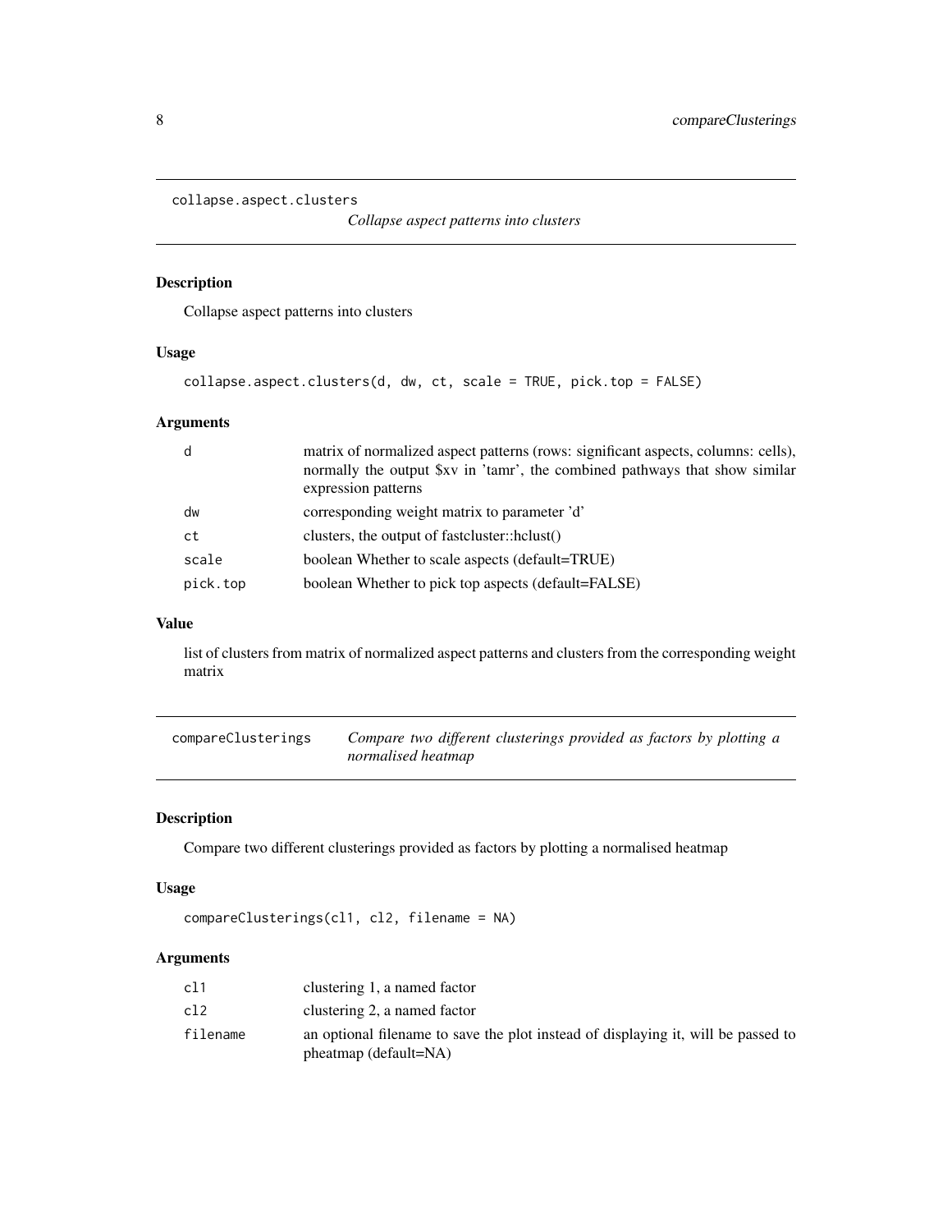## collapse.aspect.clusters

*Collapse aspect patterns into clusters*

### Description

Collapse aspect patterns into clusters

### Usage

```
collapse.aspect.clusters(d, dw, ct, scale = TRUE, pick.top = FALSE)
```

### Arguments

| | |
|---|---|
| d | matrix of normalized aspect patterns (rows: significant aspects, columns: cells), normally the output $xv in 'tamr', the combined pathways that show similar expression patterns |
| dw | corresponding weight matrix to parameter 'd' |
| ct | clusters, the output of fastcluster::hclust() |
| scale | boolean Whether to scale aspects (default=TRUE) |
| pick.top | boolean Whether to pick top aspects (default=FALSE) |

### Value

list of clusters from matrix of normalized aspect patterns and clusters from the corresponding weight matrix

## compareClusterings

*Compare two different clusterings provided as factors by plotting a normalised heatmap*

### Description

Compare two different clusterings provided as factors by plotting a normalised heatmap

### Usage

```
compareClusterings(cl1, cl2, filename = NA)
```

### Arguments

| | |
|---|---|
| cl1 | clustering 1, a named factor |
| cl2 | clustering 2, a named factor |
| filename | an optional filename to save the plot instead of displaying it, will be passed to pheatmap (default=NA) |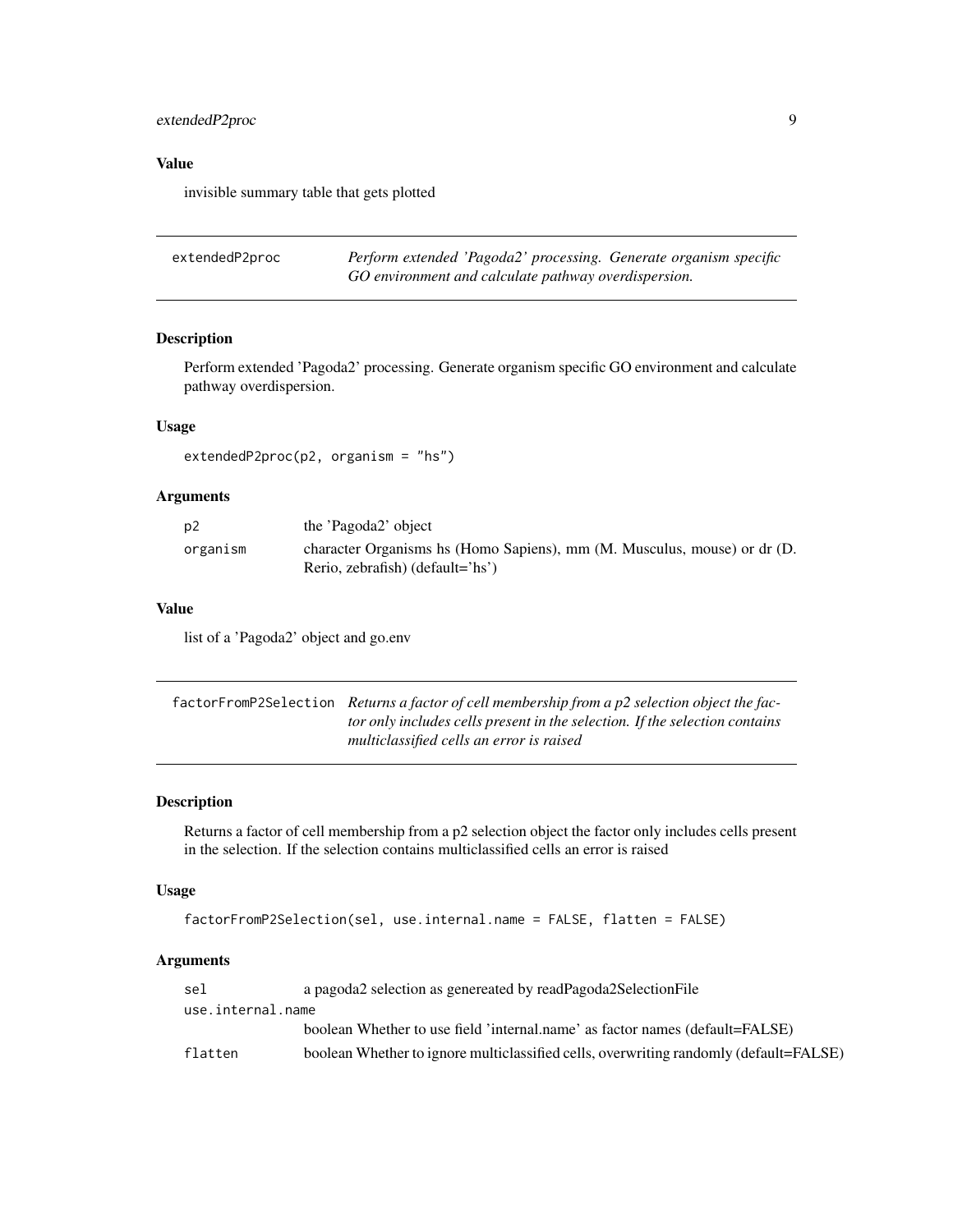## Value

invisible summary table that gets plotted

---

`extendedP2proc` *Perform extended 'Pagoda2' processing. Generate organism specific GO environment and calculate pathway overdispersion.*

---

### Description

Perform extended 'Pagoda2' processing. Generate organism specific GO environment and calculate pathway overdispersion.

### Usage

```
extendedP2proc(p2, organism = "hs")
```

### Arguments

| | |
|---|---|
| `p2` | the 'Pagoda2' object |
| `organism` | character Organisms hs (Homo Sapiens), mm (M. Musculus, mouse) or dr (D. Rerio, zebrafish) (default='hs') |

### Value

list of a 'Pagoda2' object and go.env

---

`factorFromP2Selection` *Returns a factor of cell membership from a p2 selection object the factor only includes cells present in the selection. If the selection contains multiclassified cells an error is raised*

---

### Description

Returns a factor of cell membership from a p2 selection object the factor only includes cells present in the selection. If the selection contains multiclassified cells an error is raised

### Usage

```
factorFromP2Selection(sel, use.internal.name = FALSE, flatten = FALSE)
```

### Arguments

| | |
|---|---|
| `sel` | a pagoda2 selection as genereated by readPagoda2SelectionFile |
| `use.internal.name` | boolean Whether to use field 'internal.name' as factor names (default=FALSE) |
| `flatten` | boolean Whether to ignore multiclassified cells, overwriting randomly (default=FALSE) |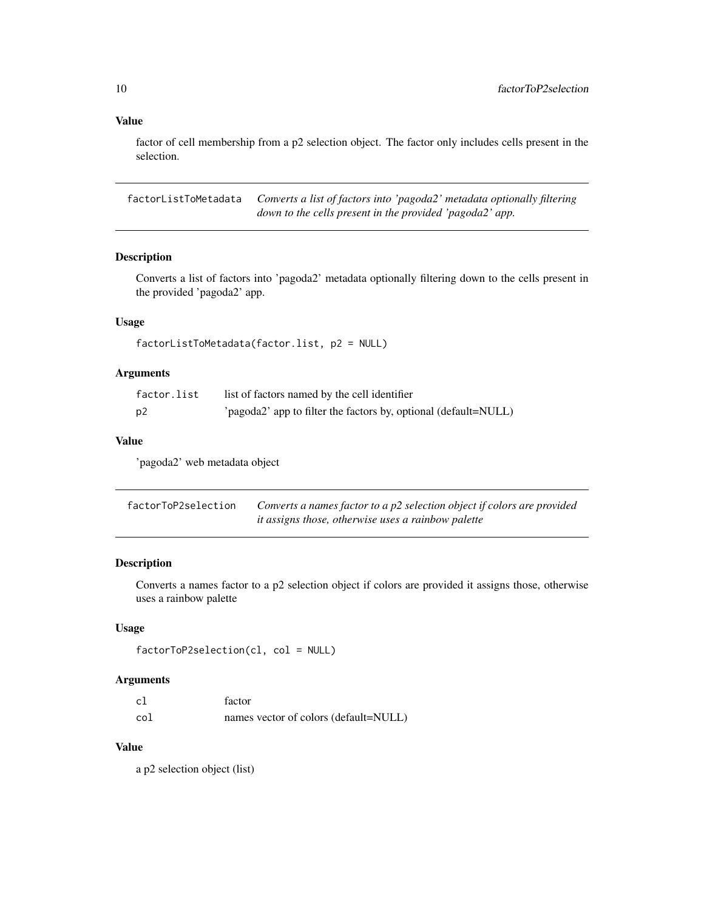## Value

factor of cell membership from a p2 selection object. The factor only includes cells present in the selection.

## factorListToMetadata *Converts a list of factors into 'pagoda2' metadata optionally filtering down to the cells present in the provided 'pagoda2' app.*

### Description

Converts a list of factors into 'pagoda2' metadata optionally filtering down to the cells present in the provided 'pagoda2' app.

### Usage

```
factorListToMetadata(factor.list, p2 = NULL)
```

### Arguments

| | |
|---|---|
| factor.list | list of factors named by the cell identifier |
| p2 | 'pagoda2' app to filter the factors by, optional (default=NULL) |

### Value

'pagoda2' web metadata object

## factorToP2selection *Converts a names factor to a p2 selection object if colors are provided it assigns those, otherwise uses a rainbow palette*

### Description

Converts a names factor to a p2 selection object if colors are provided it assigns those, otherwise uses a rainbow palette

### Usage

```
factorToP2selection(cl, col = NULL)
```

### Arguments

| | |
|---|---|
| cl | factor |
| col | names vector of colors (default=NULL) |

### Value

a p2 selection object (list)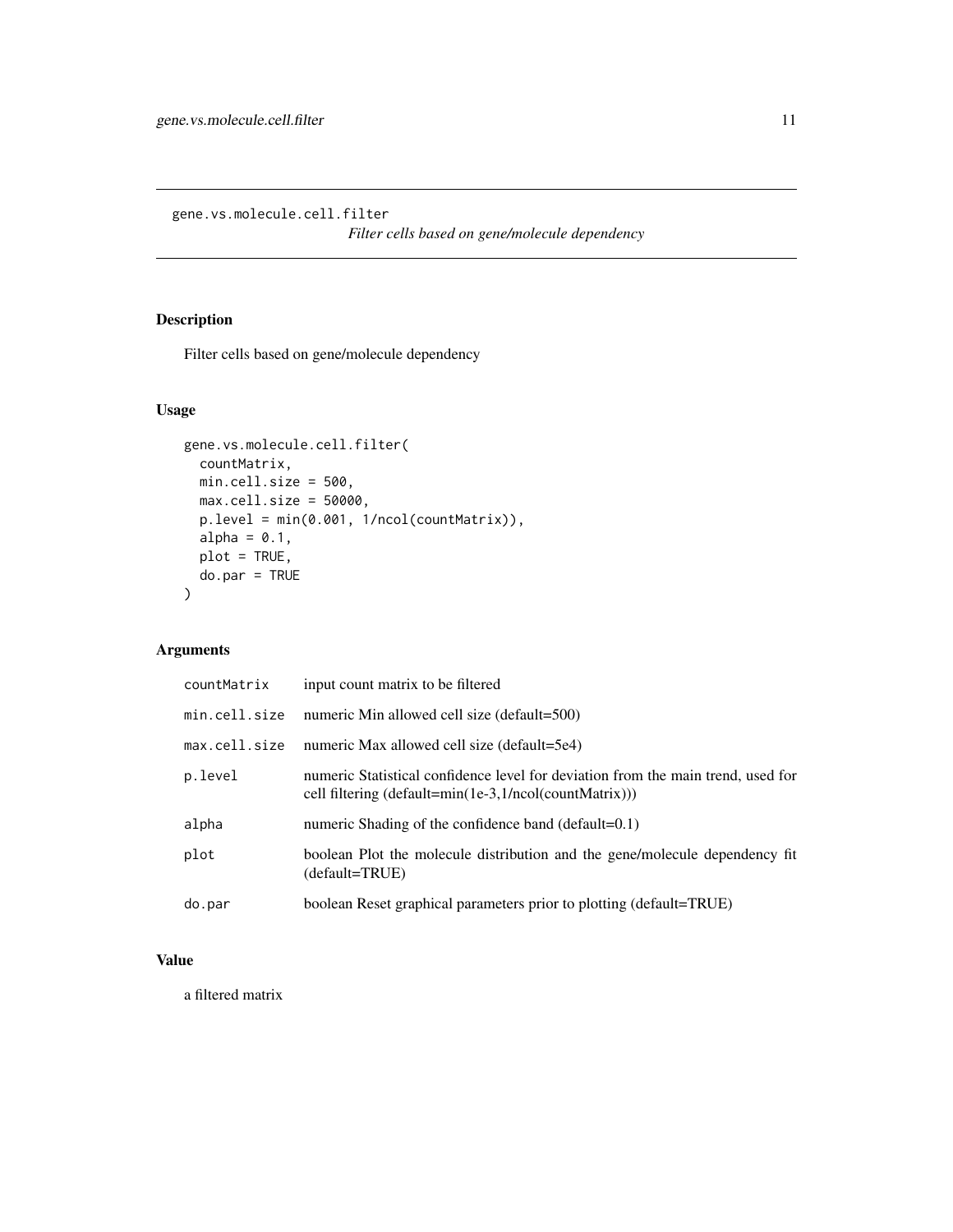# gene.vs.molecule.cell.filter

*Filter cells based on gene/molecule dependency*

## Description

Filter cells based on gene/molecule dependency

## Usage

```
gene.vs.molecule.cell.filter(
  countMatrix,
  min.cell.size = 500,
  max.cell.size = 50000,
  p.level = min(0.001, 1/ncol(countMatrix)),
  alpha = 0.1,
  plot = TRUE,
  do.par = TRUE
)
```

## Arguments

| | |
|---|---|
| countMatrix | input count matrix to be filtered |
| min.cell.size | numeric Min allowed cell size (default=500) |
| max.cell.size | numeric Max allowed cell size (default=5e4) |
| p.level | numeric Statistical confidence level for deviation from the main trend, used for cell filtering (default=min(1e-3,1/ncol(countMatrix))) |
| alpha | numeric Shading of the confidence band (default=0.1) |
| plot | boolean Plot the molecule distribution and the gene/molecule dependency fit (default=TRUE) |
| do.par | boolean Reset graphical parameters prior to plotting (default=TRUE) |

## Value

a filtered matrix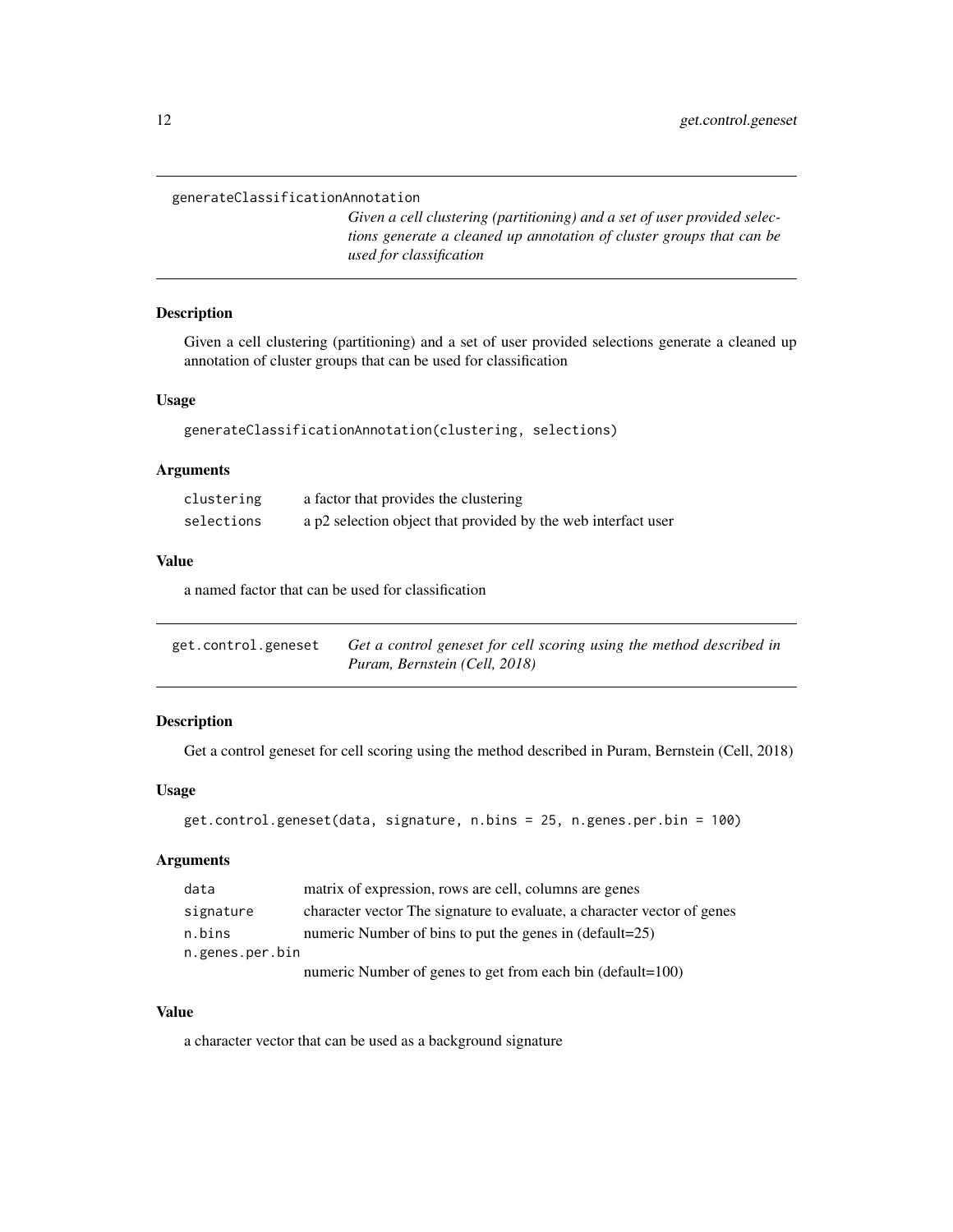## generateClassificationAnnotation

*Given a cell clustering (partitioning) and a set of user provided selections generate a cleaned up annotation of cluster groups that can be used for classification*

### Description

Given a cell clustering (partitioning) and a set of user provided selections generate a cleaned up annotation of cluster groups that can be used for classification

### Usage

```
generateClassificationAnnotation(clustering, selections)
```

### Arguments

| | |
|---|---|
| clustering | a factor that provides the clustering |
| selections | a p2 selection object that provided by the web interface user |

### Value

a named factor that can be used for classification

## get.control.geneset

*Get a control geneset for cell scoring using the method described in Puram, Bernstein (Cell, 2018)*

### Description

Get a control geneset for cell scoring using the method described in Puram, Bernstein (Cell, 2018)

### Usage

```
get.control.geneset(data, signature, n.bins = 25, n.genes.per.bin = 100)
```

### Arguments

| | |
|---|---|
| data | matrix of expression, rows are cell, columns are genes |
| signature | character vector The signature to evaluate, a character vector of genes |
| n.bins | numeric Number of bins to put the genes in (default=25) |
| n.genes.per.bin | numeric Number of genes to get from each bin (default=100) |

### Value

a character vector that can be used as a background signature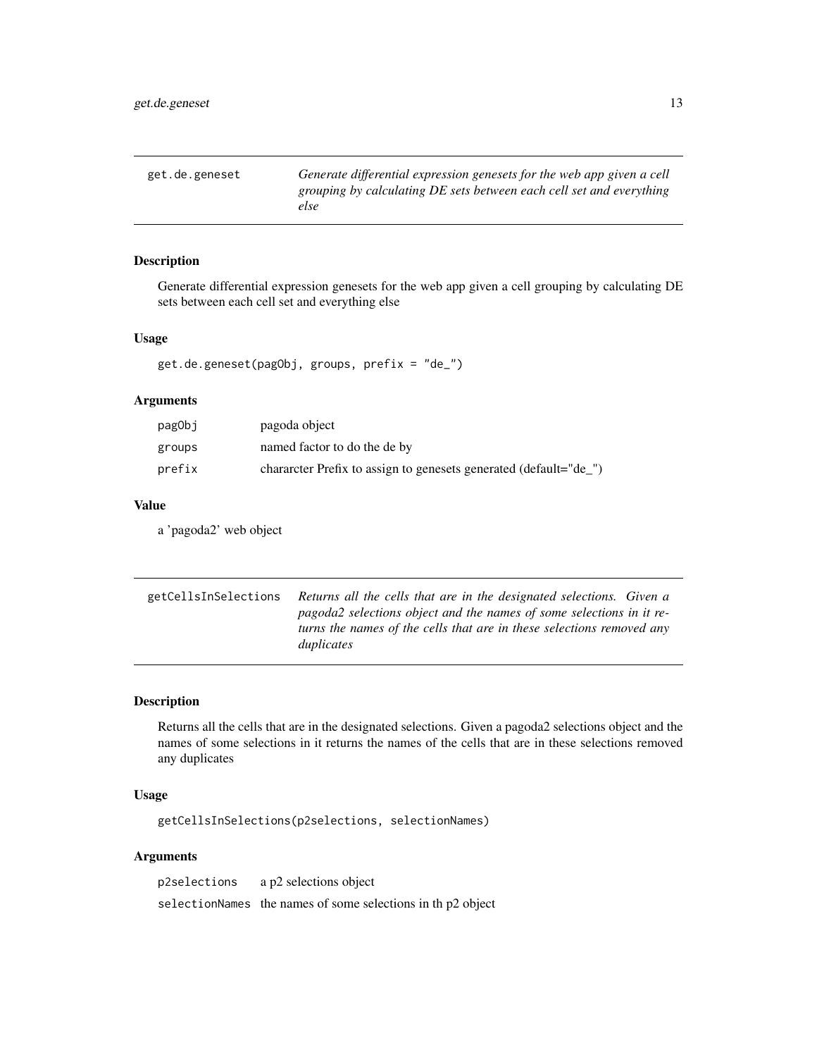## get.de.geneset

*Generate differential expression genesets for the web app given a cell grouping by calculating DE sets between each cell set and everything else*

### Description

Generate differential expression genesets for the web app given a cell grouping by calculating DE sets between each cell set and everything else

### Usage

```
get.de.geneset(pagObj, groups, prefix = "de_")
```

### Arguments

| | |
|---|---|
| pagObj | pagoda object |
| groups | named factor to do the de by |
| prefix | chararcter Prefix to assign to genesets generated (default="de_") |

### Value

a 'pagoda2' web object

## getCellsInSelections

*Returns all the cells that are in the designated selections. Given a pagoda2 selections object and the names of some selections in it returns the names of the cells that are in these selections removed any duplicates*

### Description

Returns all the cells that are in the designated selections. Given a pagoda2 selections object and the names of some selections in it returns the names of the cells that are in these selections removed any duplicates

### Usage

```
getCellsInSelections(p2selections, selectionNames)
```

### Arguments

| | |
|---|---|
| p2selections | a p2 selections object |
| selectionNames | the names of some selections in th p2 object |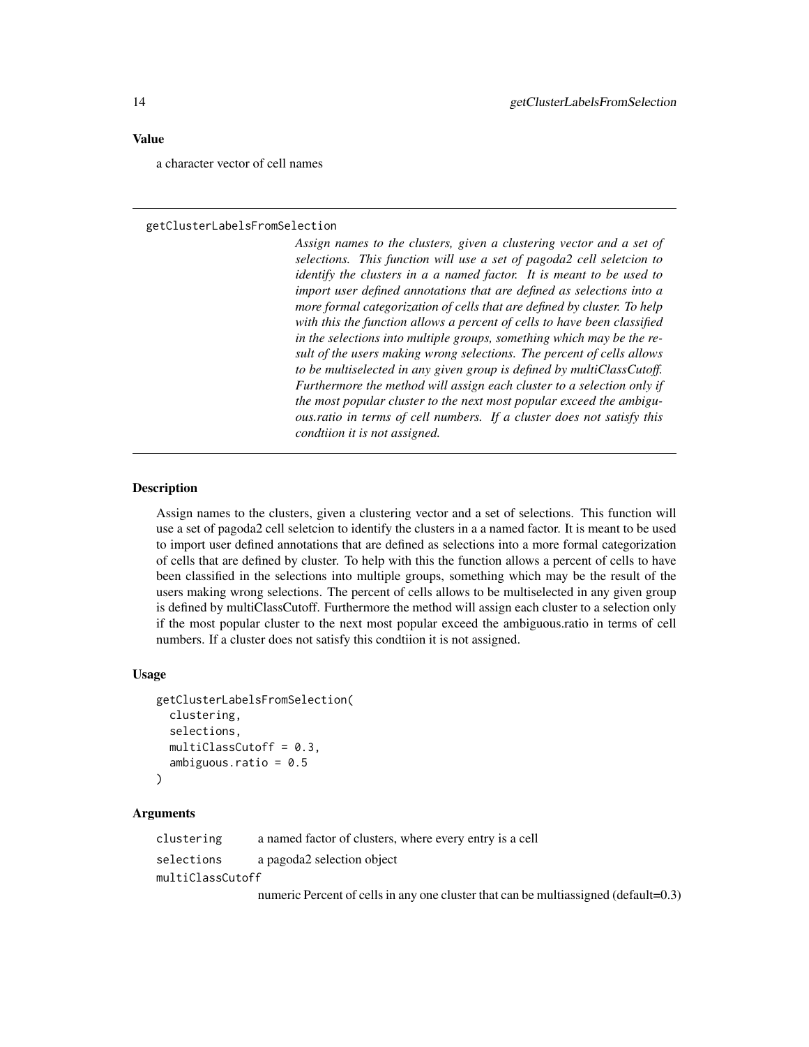### Value

a character vector of cell names

---

## getClusterLabelsFromSelection

*Assign names to the clusters, given a clustering vector and a set of selections. This function will use a set of pagoda2 cell seletcion to identify the clusters in a a named factor. It is meant to be used to import user defined annotations that are defined as selections into a more formal categorization of cells that are defined by cluster. To help with this the function allows a percent of cells to have been classified in the selections into multiple groups, something which may be the result of the users making wrong selections. The percent of cells allows to be multiselected in any given group is defined by multiClassCutoff. Furthermore the method will assign each cluster to a selection only if the most popular cluster to the next most popular exceed the ambiguous.ratio in terms of cell numbers. If a cluster does not satisfy this condtiion it is not assigned.*

---

### Description

Assign names to the clusters, given a clustering vector and a set of selections. This function will use a set of pagoda2 cell seletcion to identify the clusters in a a named factor. It is meant to be used to import user defined annotations that are defined as selections into a more formal categorization of cells that are defined by cluster. To help with this the function allows a percent of cells to have been classified in the selections into multiple groups, something which may be the result of the users making wrong selections. The percent of cells allows to be multiselected in any given group is defined by multiClassCutoff. Furthermore the method will assign each cluster to a selection only if the most popular cluster to the next most popular exceed the ambiguous.ratio in terms of cell numbers. If a cluster does not satisfy this condtiion it is not assigned.

### Usage

```
getClusterLabelsFromSelection(
  clustering,
  selections,
  multiClassCutoff = 0.3,
  ambiguous.ratio = 0.5
)
```

### Arguments

| | |
|---|---|
| `clustering` | a named factor of clusters, where every entry is a cell |
| `selections` | a pagoda2 selection object |
| `multiClassCutoff` | numeric Percent of cells in any one cluster that can be multiassigned (default=0.3) |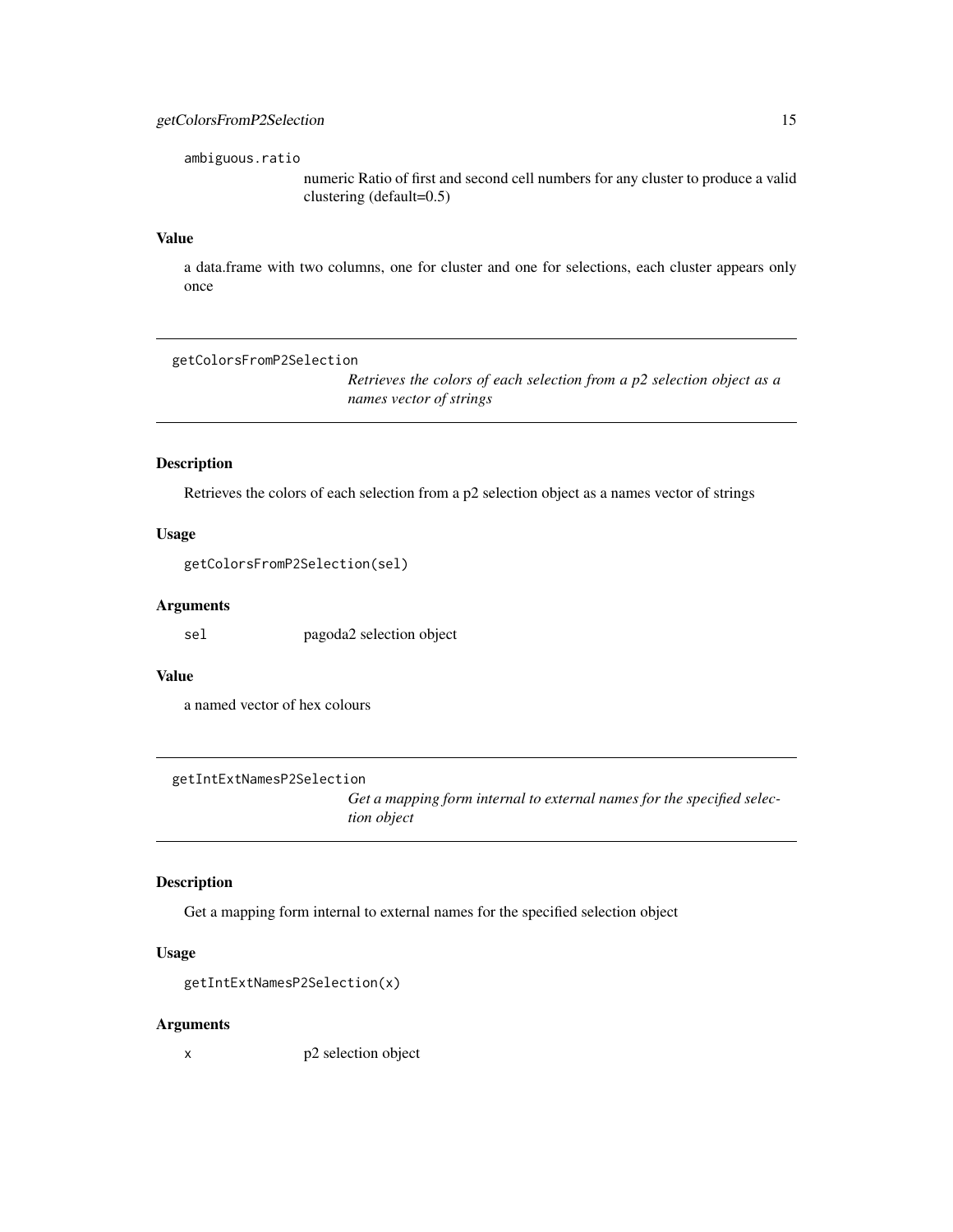ambiguous.ratio
: numeric Ratio of first and second cell numbers for any cluster to produce a valid clustering (default=0.5)

### Value

a data.frame with two columns, one for cluster and one for selections, each cluster appears only once

---

## getColorsFromP2Selection

*Retrieves the colors of each selection from a p2 selection object as a names vector of strings*

### Description

Retrieves the colors of each selection from a p2 selection object as a names vector of strings

### Usage

```
getColorsFromP2Selection(sel)
```

### Arguments

| | |
|---|---|
| `sel` | pagoda2 selection object |

### Value

a named vector of hex colours

---

## getIntExtNamesP2Selection

*Get a mapping form internal to external names for the specified selection object*

### Description

Get a mapping form internal to external names for the specified selection object

### Usage

```
getIntExtNamesP2Selection(x)
```

### Arguments

| | |
|---|---|
| `x` | p2 selection object |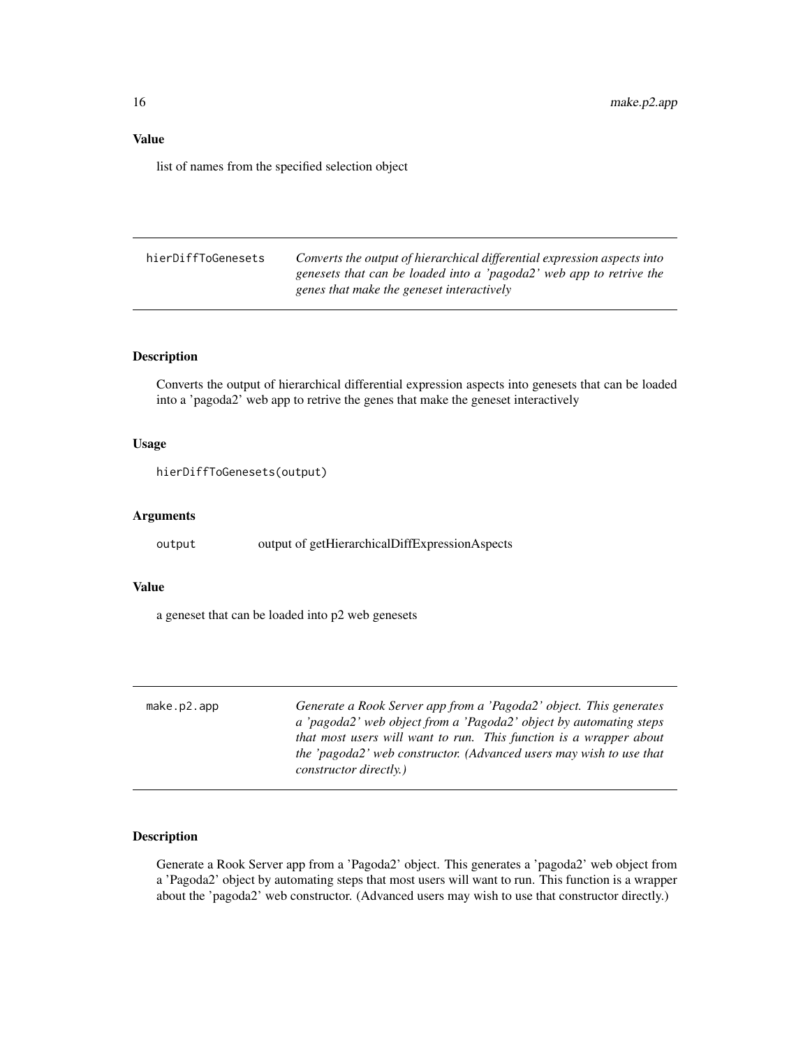### Value

list of names from the specified selection object

## hierDiffToGenesets

*Converts the output of hierarchical differential expression aspects into genesets that can be loaded into a 'pagoda2' web app to retrive the genes that make the geneset interactively*

### Description

Converts the output of hierarchical differential expression aspects into genesets that can be loaded into a 'pagoda2' web app to retrive the genes that make the geneset interactively

### Usage

```
hierDiffToGenesets(output)
```

### Arguments

| | |
|---|---|
| output | output of getHierarchicalDiffExpressionAspects |

### Value

a geneset that can be loaded into p2 web genesets

## make.p2.app

*Generate a Rook Server app from a 'Pagoda2' object. This generates a 'pagoda2' web object from a 'Pagoda2' object by automating steps that most users will want to run. This function is a wrapper about the 'pagoda2' web constructor. (Advanced users may wish to use that constructor directly.)*

### Description

Generate a Rook Server app from a 'Pagoda2' object. This generates a 'pagoda2' web object from a 'Pagoda2' object by automating steps that most users will want to run. This function is a wrapper about the 'pagoda2' web constructor. (Advanced users may wish to use that constructor directly.)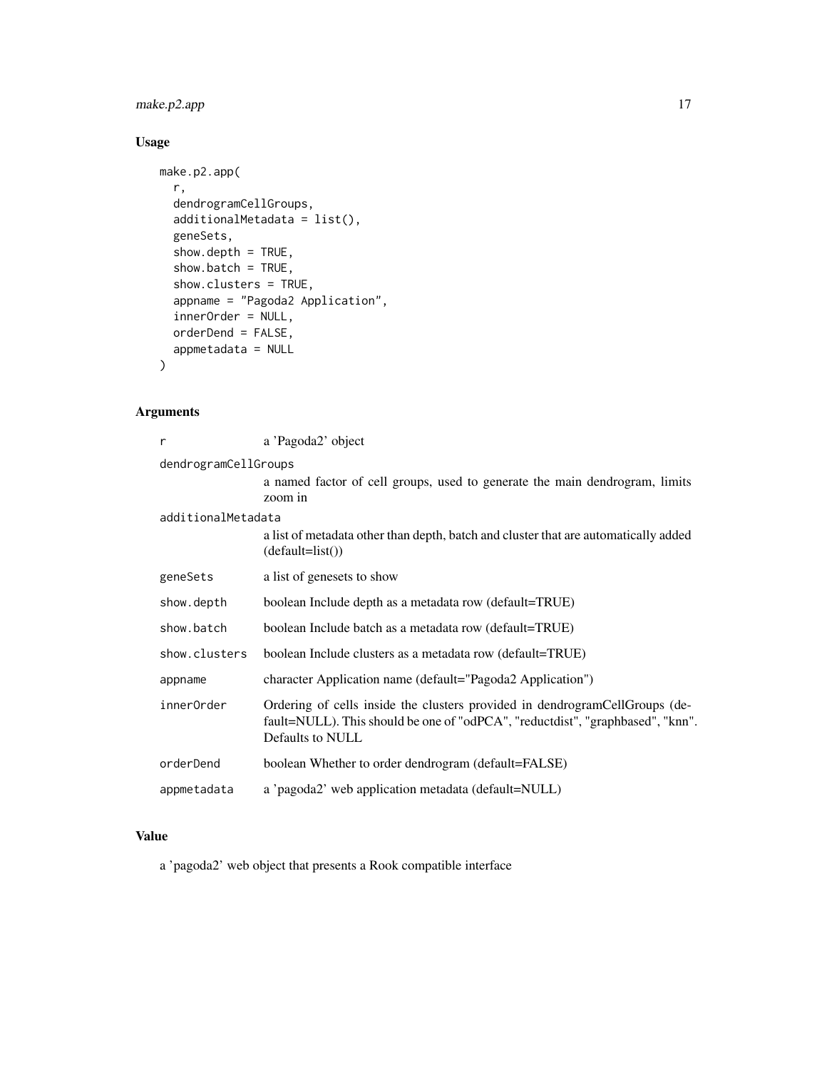## Usage

```
make.p2.app(
  r,
  dendrogramCellGroups,
  additionalMetadata = list(),
  geneSets,
  show.depth = TRUE,
  show.batch = TRUE,
  show.clusters = TRUE,
  appname = "Pagoda2 Application",
  innerOrder = NULL,
  orderDend = FALSE,
  appmetadata = NULL
)
```

## Arguments

| | |
|---|---|
| `r` | a 'Pagoda2' object |
| `dendrogramCellGroups` | a named factor of cell groups, used to generate the main dendrogram, limits zoom in |
| `additionalMetadata` | a list of metadata other than depth, batch and cluster that are automatically added (default=list()) |
| `geneSets` | a list of genesets to show |
| `show.depth` | boolean Include depth as a metadata row (default=TRUE) |
| `show.batch` | boolean Include batch as a metadata row (default=TRUE) |
| `show.clusters` | boolean Include clusters as a metadata row (default=TRUE) |
| `appname` | character Application name (default="Pagoda2 Application") |
| `innerOrder` | Ordering of cells inside the clusters provided in dendrogramCellGroups (default=NULL). This should be one of "odPCA", "reductdist", "graphbased", "knn". Defaults to NULL |
| `orderDend` | boolean Whether to order dendrogram (default=FALSE) |
| `appmetadata` | a 'pagoda2' web application metadata (default=NULL) |

## Value

a 'pagoda2' web object that presents a Rook compatible interface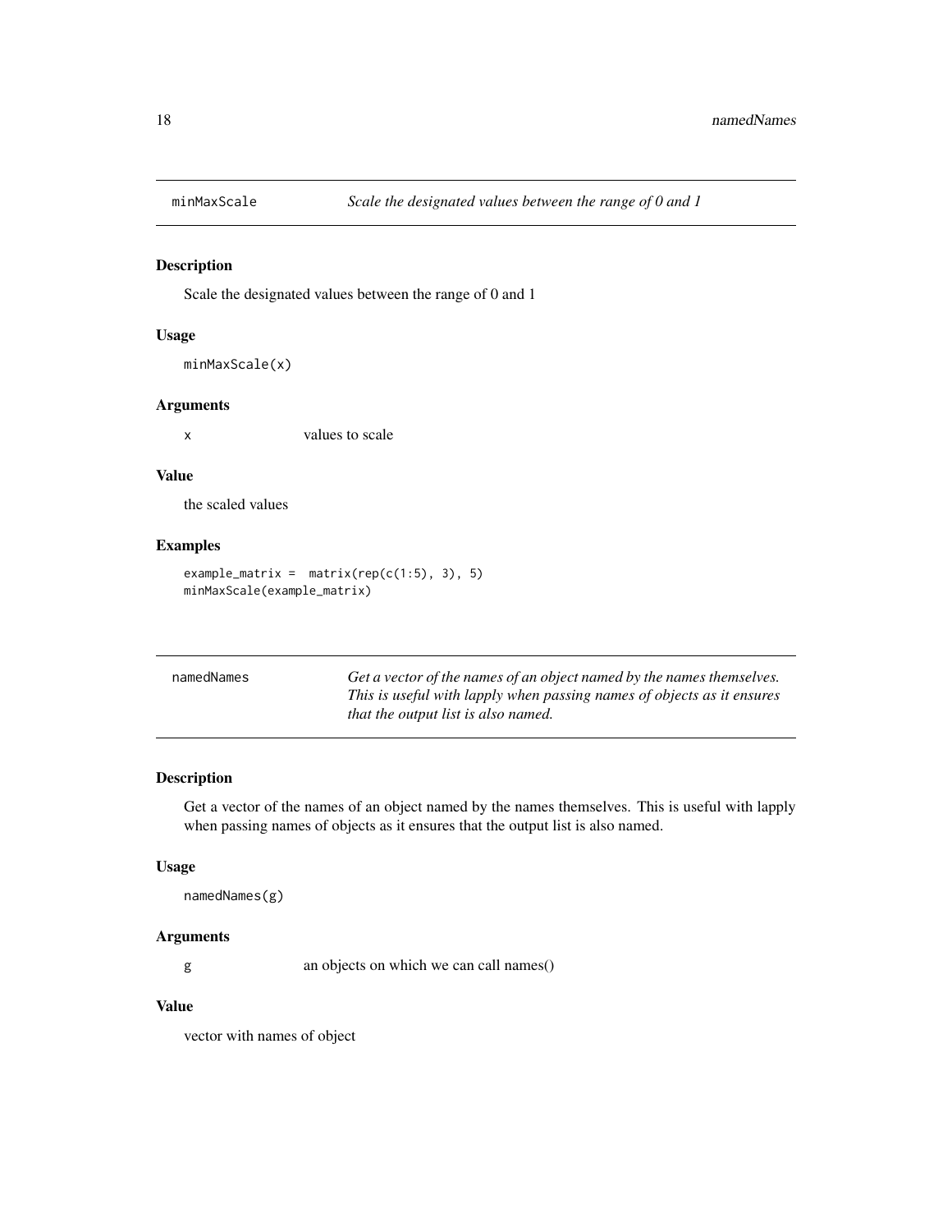## minMaxScale

*Scale the designated values between the range of 0 and 1*

### Description

Scale the designated values between the range of 0 and 1

### Usage

```
minMaxScale(x)
```

### Arguments

| | |
|---|---|
| x | values to scale |

### Value

the scaled values

### Examples

```
example_matrix =  matrix(rep(c(1:5), 3), 5)
minMaxScale(example_matrix)
```

## namedNames

*Get a vector of the names of an object named by the names themselves. This is useful with lapply when passing names of objects as it ensures that the output list is also named.*

### Description

Get a vector of the names of an object named by the names themselves. This is useful with lapply when passing names of objects as it ensures that the output list is also named.

### Usage

```
namedNames(g)
```

### Arguments

| | |
|---|---|
| g | an objects on which we can call names() |

### Value

vector with names of object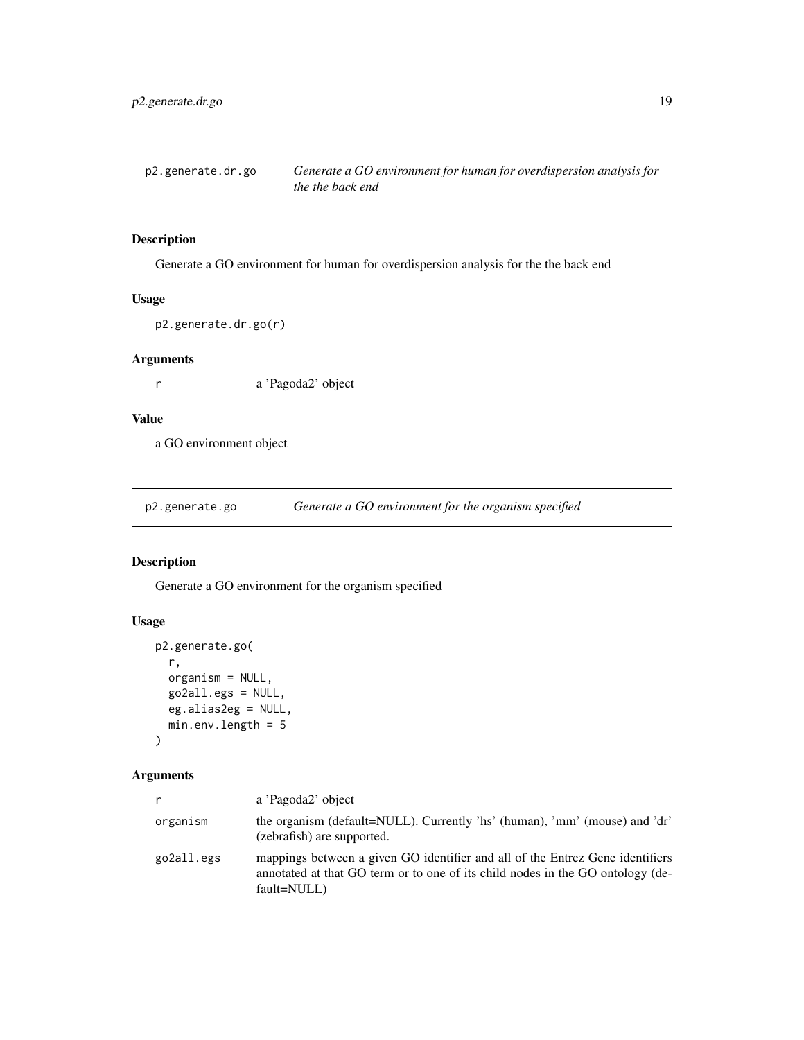## p2.generate.dr.go — *Generate a GO environment for human for overdispersion analysis for the the back end*

### Description

Generate a GO environment for human for overdispersion analysis for the the back end

### Usage

```
p2.generate.dr.go(r)
```

### Arguments

| | |
|---|---|
| r | a 'Pagoda2' object |

### Value

a GO environment object

## p2.generate.go — *Generate a GO environment for the organism specified*

### Description

Generate a GO environment for the organism specified

### Usage

```
p2.generate.go(
  r,
  organism = NULL,
  go2all.egs = NULL,
  eg.alias2eg = NULL,
  min.env.length = 5
)
```

### Arguments

| | |
|---|---|
| r | a 'Pagoda2' object |
| organism | the organism (default=NULL). Currently 'hs' (human), 'mm' (mouse) and 'dr' (zebrafish) are supported. |
| go2all.egs | mappings between a given GO identifier and all of the Entrez Gene identifiers annotated at that GO term or to one of its child nodes in the GO ontology (default=NULL) |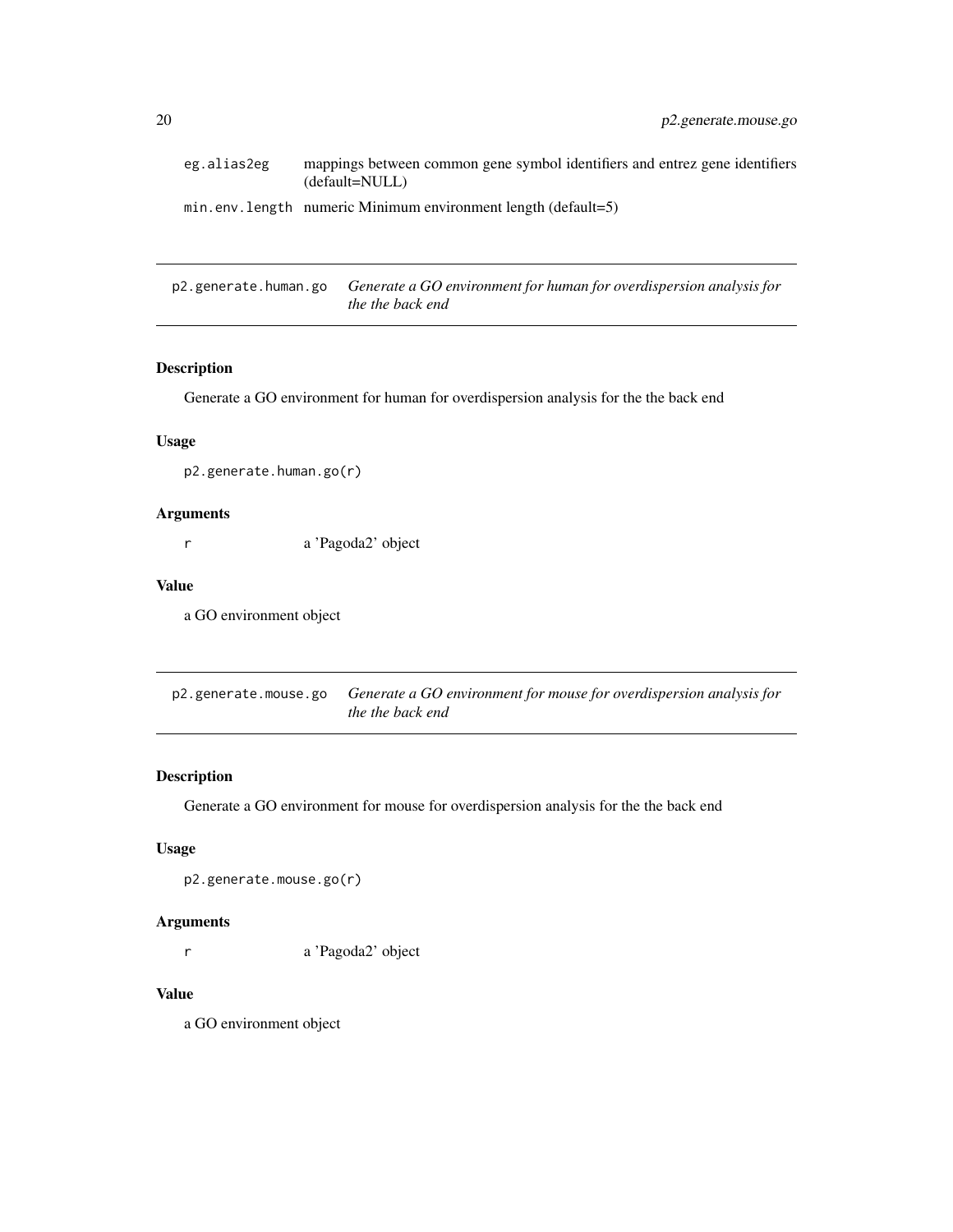| | |
|---|---|
| eg.alias2eg | mappings between common gene symbol identifiers and entrez gene identifiers (default=NULL) |
| min.env.length | numeric Minimum environment length (default=5) |

## p2.generate.human.go — *Generate a GO environment for human for overdispersion analysis for the the back end*

### Description

Generate a GO environment for human for overdispersion analysis for the the back end

### Usage

```
p2.generate.human.go(r)
```

### Arguments

| | |
|---|---|
| r | a 'Pagoda2' object |

### Value

a GO environment object

## p2.generate.mouse.go — *Generate a GO environment for mouse for overdispersion analysis for the the back end*

### Description

Generate a GO environment for mouse for overdispersion analysis for the the back end

### Usage

```
p2.generate.mouse.go(r)
```

### Arguments

| | |
|---|---|
| r | a 'Pagoda2' object |

### Value

a GO environment object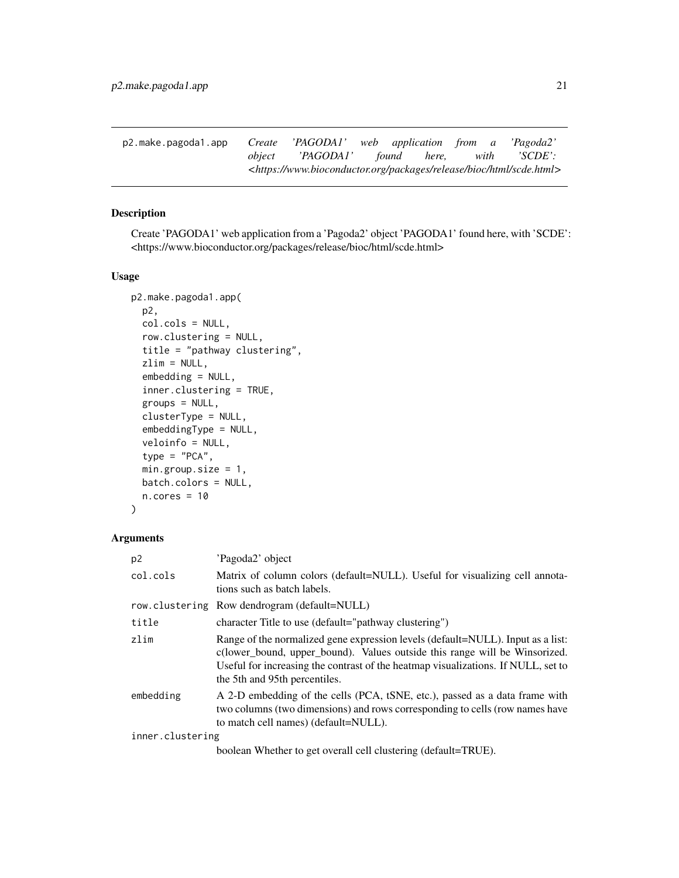## p2.make.pagoda1.app

*Create 'PAGODA1' web application from a 'Pagoda2' object 'PAGODA1' found here, with 'SCDE': <https://www.bioconductor.org/packages/release/bioc/html/scde.html>*

### Description

Create 'PAGODA1' web application from a 'Pagoda2' object 'PAGODA1' found here, with 'SCDE': <https://www.bioconductor.org/packages/release/bioc/html/scde.html>

### Usage

```
p2.make.pagoda1.app(
  p2,
  col.cols = NULL,
  row.clustering = NULL,
  title = "pathway clustering",
  zlim = NULL,
  embedding = NULL,
  inner.clustering = TRUE,
  groups = NULL,
  clusterType = NULL,
  embeddingType = NULL,
  veloinfo = NULL,
  type = "PCA",
  min.group.size = 1,
  batch.colors = NULL,
  n.cores = 10
)
```

### Arguments

| | |
|---|---|
| p2 | 'Pagoda2' object |
| col.cols | Matrix of column colors (default=NULL). Useful for visualizing cell annotations such as batch labels. |
| row.clustering | Row dendrogram (default=NULL) |
| title | character Title to use (default="pathway clustering") |
| zlim | Range of the normalized gene expression levels (default=NULL). Input as a list: c(lower_bound, upper_bound). Values outside this range will be Winsorized. Useful for increasing the contrast of the heatmap visualizations. If NULL, set to the 5th and 95th percentiles. |
| embedding | A 2-D embedding of the cells (PCA, tSNE, etc.), passed as a data frame with two columns (two dimensions) and rows corresponding to cells (row names have to match cell names) (default=NULL). |
| inner.clustering | boolean Whether to get overall cell clustering (default=TRUE). |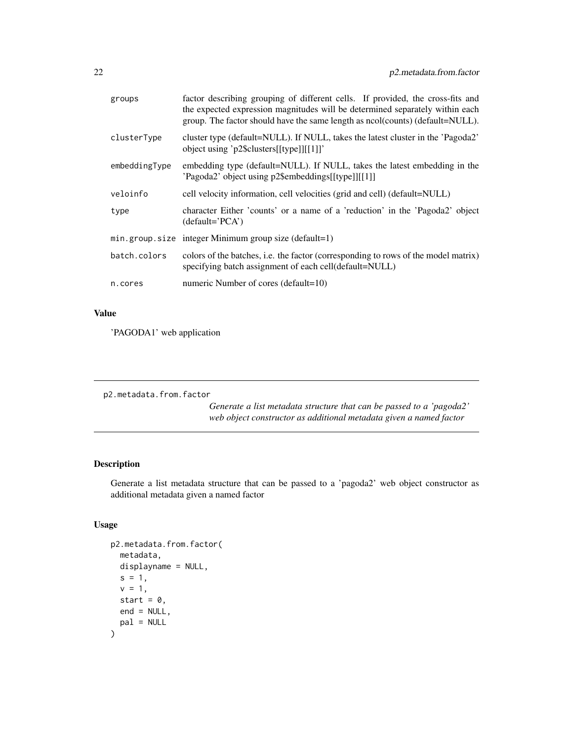| | |
|---|---|
| groups | factor describing grouping of different cells. If provided, the cross-fits and the expected expression magnitudes will be determined separately within each group. The factor should have the same length as ncol(counts) (default=NULL). |
| clusterType | cluster type (default=NULL). If NULL, takes the latest cluster in the 'Pagoda2' object using 'p2$clusters[[type]][[1]]' |
| embeddingType | embedding type (default=NULL). If NULL, takes the latest embedding in the 'Pagoda2' object using p2$embeddings[[type]][[1]] |
| veloinfo | cell velocity information, cell velocities (grid and cell) (default=NULL) |
| type | character Either 'counts' or a name of a 'reduction' in the 'Pagoda2' object (default='PCA') |
| min.group.size | integer Minimum group size (default=1) |
| batch.colors | colors of the batches, i.e. the factor (corresponding to rows of the model matrix) specifying batch assignment of each cell(default=NULL) |
| n.cores | numeric Number of cores (default=10) |

### Value

'PAGODA1' web application

---

## p2.metadata.from.factor

*Generate a list metadata structure that can be passed to a 'pagoda2' web object constructor as additional metadata given a named factor*

### Description

Generate a list metadata structure that can be passed to a 'pagoda2' web object constructor as additional metadata given a named factor

### Usage

```
p2.metadata.from.factor(
  metadata,
  displayname = NULL,
  s = 1,
  v = 1,
  start = 0,
  end = NULL,
  pal = NULL
)
```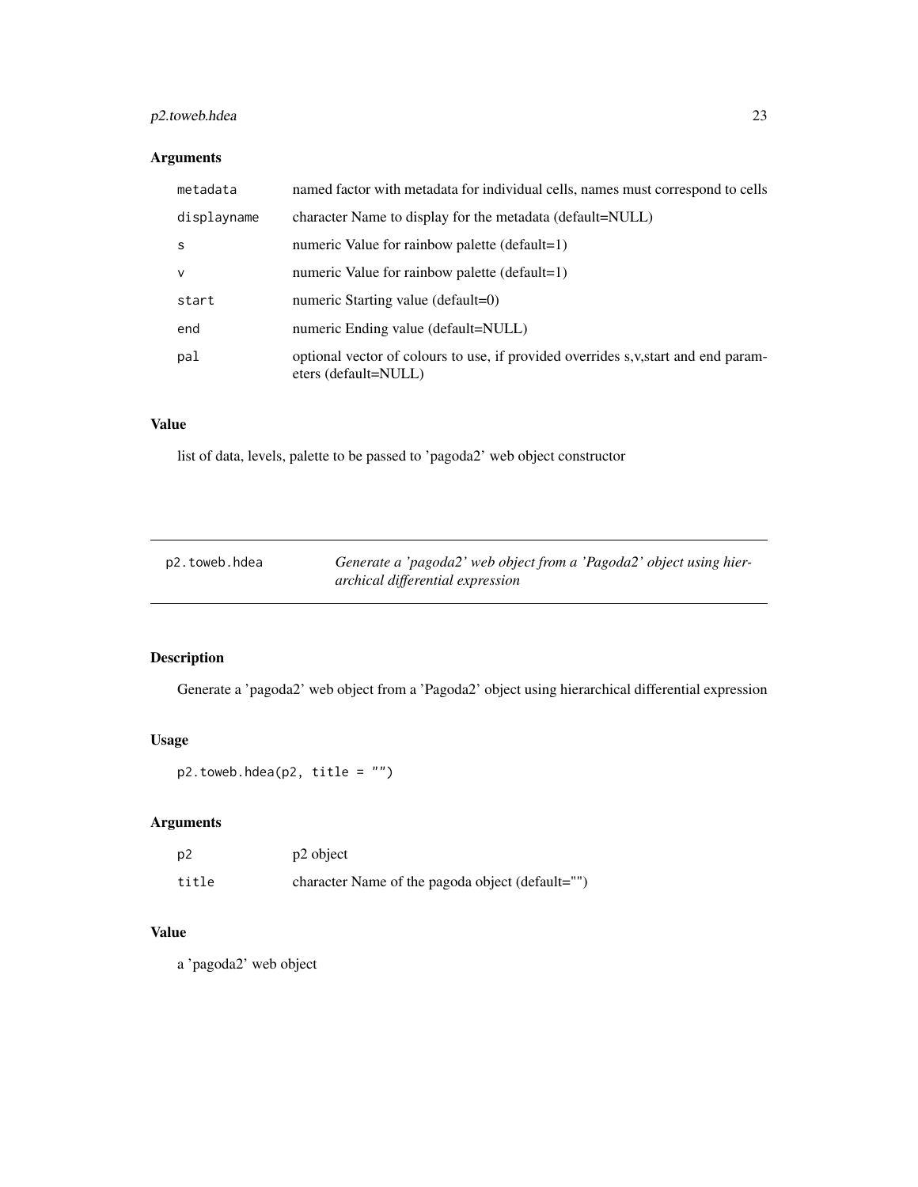## Arguments

| | |
|---|---|
| metadata | named factor with metadata for individual cells, names must correspond to cells |
| displayname | character Name to display for the metadata (default=NULL) |
| s | numeric Value for rainbow palette (default=1) |
| v | numeric Value for rainbow palette (default=1) |
| start | numeric Starting value (default=0) |
| end | numeric Ending value (default=NULL) |
| pal | optional vector of colours to use, if provided overrides s,v,start and end parameters (default=NULL) |

## Value

list of data, levels, palette to be passed to 'pagoda2' web object constructor

---

# p2.toweb.hdea — *Generate a 'pagoda2' web object from a 'Pagoda2' object using hierarchical differential expression*

---

## Description

Generate a 'pagoda2' web object from a 'Pagoda2' object using hierarchical differential expression

## Usage

```
p2.toweb.hdea(p2, title = "")
```

## Arguments

| | |
|---|---|
| p2 | p2 object |
| title | character Name of the pagoda object (default="") |

## Value

a 'pagoda2' web object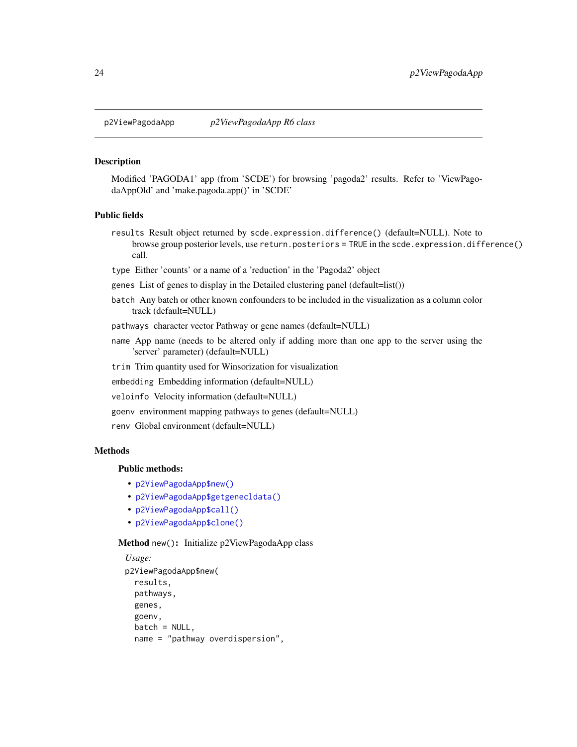p2ViewPagodaApp *p2ViewPagodaApp R6 class*

## Description

Modified 'PAGODA1' app (from 'SCDE') for browsing 'pagoda2' results. Refer to 'ViewPagodaAppOld' and 'make.pagoda.app()' in 'SCDE'

## Public fields

`results` Result object returned by `scde.expression.difference()` (default=NULL). Note to browse group posterior levels, use `return.posteriors = TRUE` in the `scde.expression.difference()` call.

`type` Either 'counts' or a name of a 'reduction' in the 'Pagoda2' object

`genes` List of genes to display in the Detailed clustering panel (default=list())

`batch` Any batch or other known confounders to be included in the visualization as a column color track (default=NULL)

`pathways` character vector Pathway or gene names (default=NULL)

`name` App name (needs to be altered only if adding more than one app to the server using the 'server' parameter) (default=NULL)

`trim` Trim quantity used for Winsorization for visualization

`embedding` Embedding information (default=NULL)

`veloinfo` Velocity information (default=NULL)

`goenv` environment mapping pathways to genes (default=NULL)

`renv` Global environment (default=NULL)

## Methods

### Public methods:

- `p2ViewPagodaApp$new()`
- `p2ViewPagodaApp$getgeneclda­ta()`
- `p2ViewPagodaApp$call()`
- `p2ViewPagodaApp$clone()`

**Method** `new()`**:** Initialize p2ViewPagodaApp class

*Usage:*

```
p2ViewPagodaApp$new(
  results,
  pathways,
  genes,
  goenv,
  batch = NULL,
  name = "pathway overdispersion",
```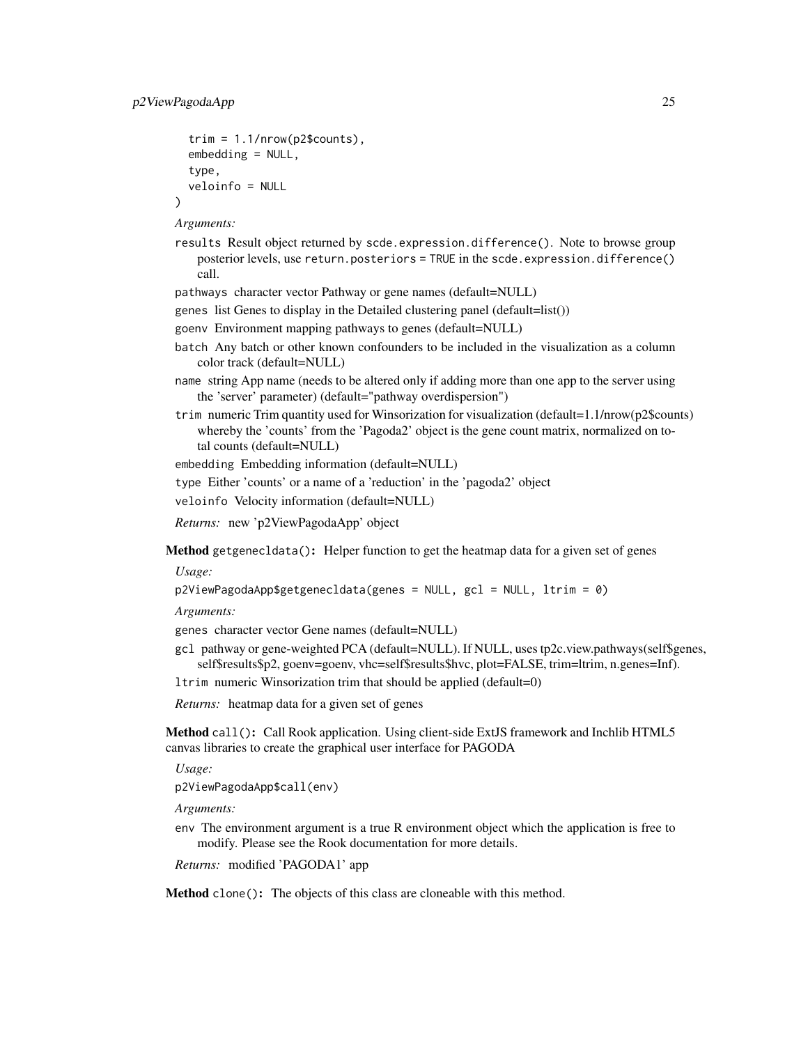```
  trim = 1.1/nrow(p2$counts),
  embedding = NULL,
  type,
  veloinfo = NULL
)
```

*Arguments:*

`results` Result object returned by `scde.expression.difference()`. Note to browse group posterior levels, use `return.posteriors = TRUE` in the `scde.expression.difference()` call.

`pathways` character vector Pathway or gene names (default=NULL)

`genes` list Genes to display in the Detailed clustering panel (default=list())

`goenv` Environment mapping pathways to genes (default=NULL)

`batch` Any batch or other known confounders to be included in the visualization as a column color track (default=NULL)

`name` string App name (needs to be altered only if adding more than one app to the server using the 'server' parameter) (default="pathway overdispersion")

`trim` numeric Trim quantity used for Winsorization for visualization (default=1.1/nrow(p2$counts) whereby the 'counts' from the 'Pagoda2' object is the gene count matrix, normalized on total counts (default=NULL)

`embedding` Embedding information (default=NULL)

`type` Either 'counts' or a name of a 'reduction' in the 'pagoda2' object

`veloinfo` Velocity information (default=NULL)

*Returns:* new 'p2ViewPagodaApp' object

**Method** `getgenecldata()`**:** Helper function to get the heatmap data for a given set of genes

*Usage:*

```
p2ViewPagodaApp$getgenecldata(genes = NULL, gcl = NULL, ltrim = 0)
```

*Arguments:*

`genes` character vector Gene names (default=NULL)

`gcl` pathway or gene-weighted PCA (default=NULL). If NULL, uses tp2c.view.pathways(self$genes, self$results$p2, goenv=goenv, vhc=self$results$hvc, plot=FALSE, trim=ltrim, n.genes=Inf).

`ltrim` numeric Winsorization trim that should be applied (default=0)

*Returns:* heatmap data for a given set of genes

**Method** `call()`**:** Call Rook application. Using client-side ExtJS framework and Inchlib HTML5 canvas libraries to create the graphical user interface for PAGODA

*Usage:*

```
p2ViewPagodaApp$call(env)
```

*Arguments:*

`env` The environment argument is a true R environment object which the application is free to modify. Please see the Rook documentation for more details.

*Returns:* modified 'PAGODA1' app

**Method** `clone()`**:** The objects of this class are cloneable with this method.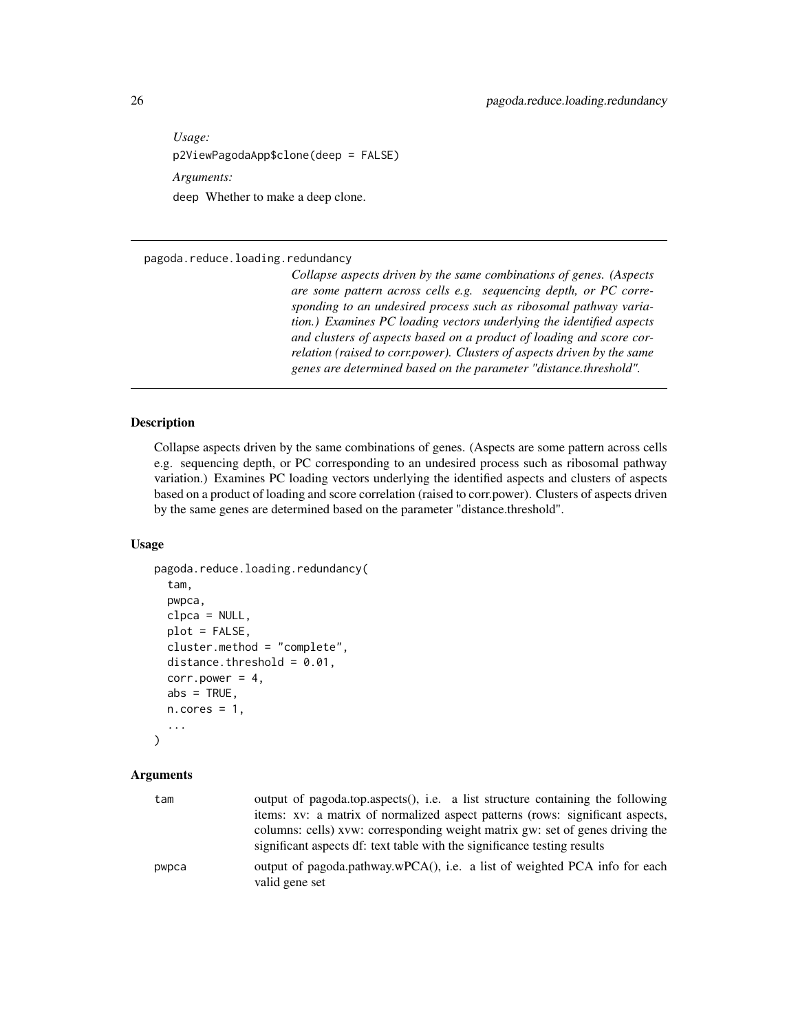*Usage:*

```
p2ViewPagodaApp$clone(deep = FALSE)
```

*Arguments:*

deep Whether to make a deep clone.

---

## pagoda.reduce.loading.redundancy

*Collapse aspects driven by the same combinations of genes. (Aspects are some pattern across cells e.g. sequencing depth, or PC corresponding to an undesired process such as ribosomal pathway variation.) Examines PC loading vectors underlying the identified aspects and clusters of aspects based on a product of loading and score correlation (raised to corr.power). Clusters of aspects driven by the same genes are determined based on the parameter "distance.threshold".*

### Description

Collapse aspects driven by the same combinations of genes. (Aspects are some pattern across cells e.g. sequencing depth, or PC corresponding to an undesired process such as ribosomal pathway variation.) Examines PC loading vectors underlying the identified aspects and clusters of aspects based on a product of loading and score correlation (raised to corr.power). Clusters of aspects driven by the same genes are determined based on the parameter "distance.threshold".

### Usage

```
pagoda.reduce.loading.redundancy(
  tam,
  pwpca,
  clpca = NULL,
  plot = FALSE,
  cluster.method = "complete",
  distance.threshold = 0.01,
  corr.power = 4,
  abs = TRUE,
  n.cores = 1,
  ...
)
```

### Arguments

| | |
|---|---|
| tam | output of pagoda.top.aspects(), i.e. a list structure containing the following items: xv: a matrix of normalized aspect patterns (rows: significant aspects, columns: cells) xvw: corresponding weight matrix gw: set of genes driving the significant aspects df: text table with the significance testing results |
| pwpca | output of pagoda.pathway.wPCA(), i.e. a list of weighted PCA info for each valid gene set |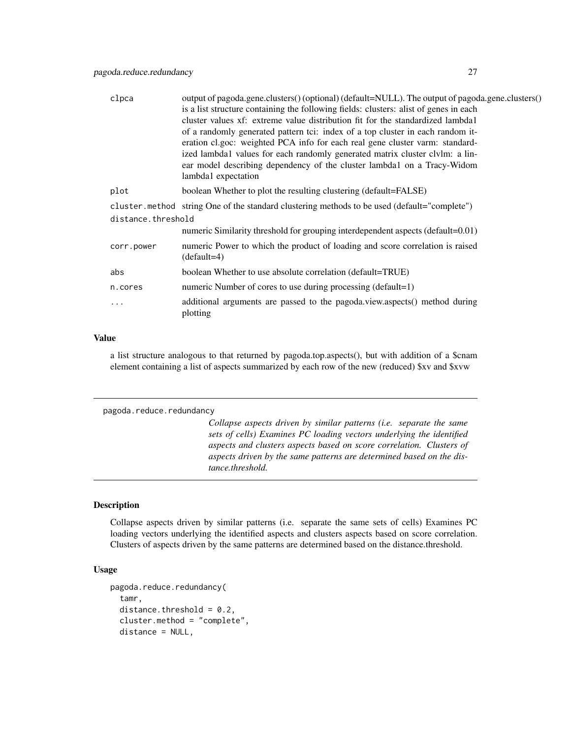| | |
|---|---|
| clpca | output of pagoda.gene.clusters() (optional) (default=NULL). The output of pagoda.gene.clusters() is a list structure containing the following fields: clusters: alist of genes in each cluster values xf: extreme value distribution fit for the standardized lambda1 of a randomly generated pattern tci: index of a top cluster in each random iteration cl.goc: weighted PCA info for each real gene cluster varm: standardized lambda1 values for each randomly generated matrix cluster clvlm: a linear model describing dependency of the cluster lambda1 on a Tracy-Widom lambda1 expectation |
| plot | boolean Whether to plot the resulting clustering (default=FALSE) |
| cluster.method | string One of the standard clustering methods to be used (default="complete") |
| distance.threshold | numeric Similarity threshold for grouping interdependent aspects (default=0.01) |
| corr.power | numeric Power to which the product of loading and score correlation is raised (default=4) |
| abs | boolean Whether to use absolute correlation (default=TRUE) |
| n.cores | numeric Number of cores to use during processing (default=1) |
| ... | additional arguments are passed to the pagoda.view.aspects() method during plotting |

## Value

a list structure analogous to that returned by pagoda.top.aspects(), but with addition of a $cnam element containing a list of aspects summarized by each row of the new (reduced) $xv and $xvw

---

`pagoda.reduce.redundancy`

*Collapse aspects driven by similar patterns (i.e. separate the same sets of cells) Examines PC loading vectors underlying the identified aspects and clusters aspects based on score correlation. Clusters of aspects driven by the same patterns are determined based on the distance.threshold.*

---

## Description

Collapse aspects driven by similar patterns (i.e. separate the same sets of cells) Examines PC loading vectors underlying the identified aspects and clusters aspects based on score correlation. Clusters of aspects driven by the same patterns are determined based on the distance.threshold.

## Usage

```
pagoda.reduce.redundancy(
  tamr,
  distance.threshold = 0.2,
  cluster.method = "complete",
  distance = NULL,
```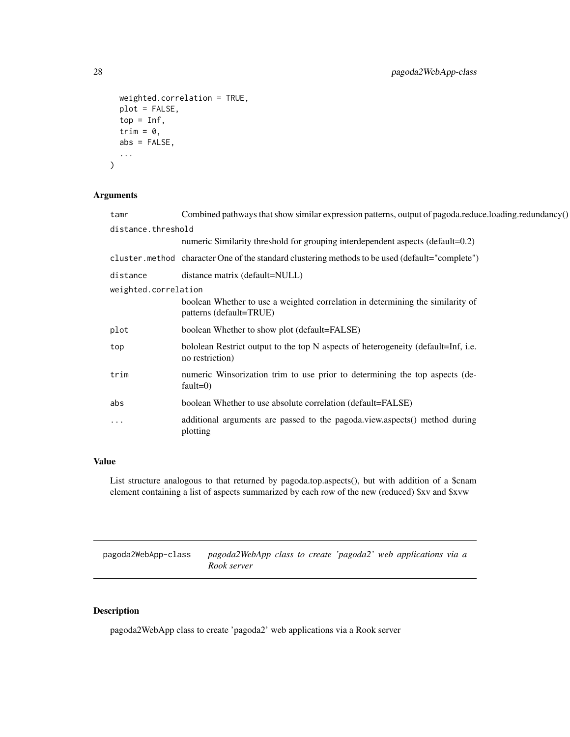```
  weighted.correlation = TRUE,
  plot = FALSE,
  top = Inf,
  trim = 0,
  abs = FALSE,
  ...
)
```

### Arguments

| | |
|---|---|
| `tamr` | Combined pathways that show similar expression patterns, output of pagoda.reduce.loading.redundancy() |
| `distance.threshold` | numeric Similarity threshold for grouping interdependent aspects (default=0.2) |
| `cluster.method` | character One of the standard clustering methods to be used (default="complete") |
| `distance` | distance matrix (default=NULL) |
| `weighted.correlation` | boolean Whether to use a weighted correlation in determining the similarity of patterns (default=TRUE) |
| `plot` | boolean Whether to show plot (default=FALSE) |
| `top` | bololean Restrict output to the top N aspects of heterogeneity (default=Inf, i.e. no restriction) |
| `trim` | numeric Winsorization trim to use prior to determining the top aspects (default=0) |
| `abs` | boolean Whether to use absolute correlation (default=FALSE) |
| `...` | additional arguments are passed to the pagoda.view.aspects() method during plotting |

### Value

List structure analogous to that returned by pagoda.top.aspects(), but with addition of a $cnam element containing a list of aspects summarized by each row of the new (reduced) $xv and $xvw

---

## pagoda2WebApp-class    *pagoda2WebApp class to create 'pagoda2' web applications via a Rook server*

---

### Description

pagoda2WebApp class to create 'pagoda2' web applications via a Rook server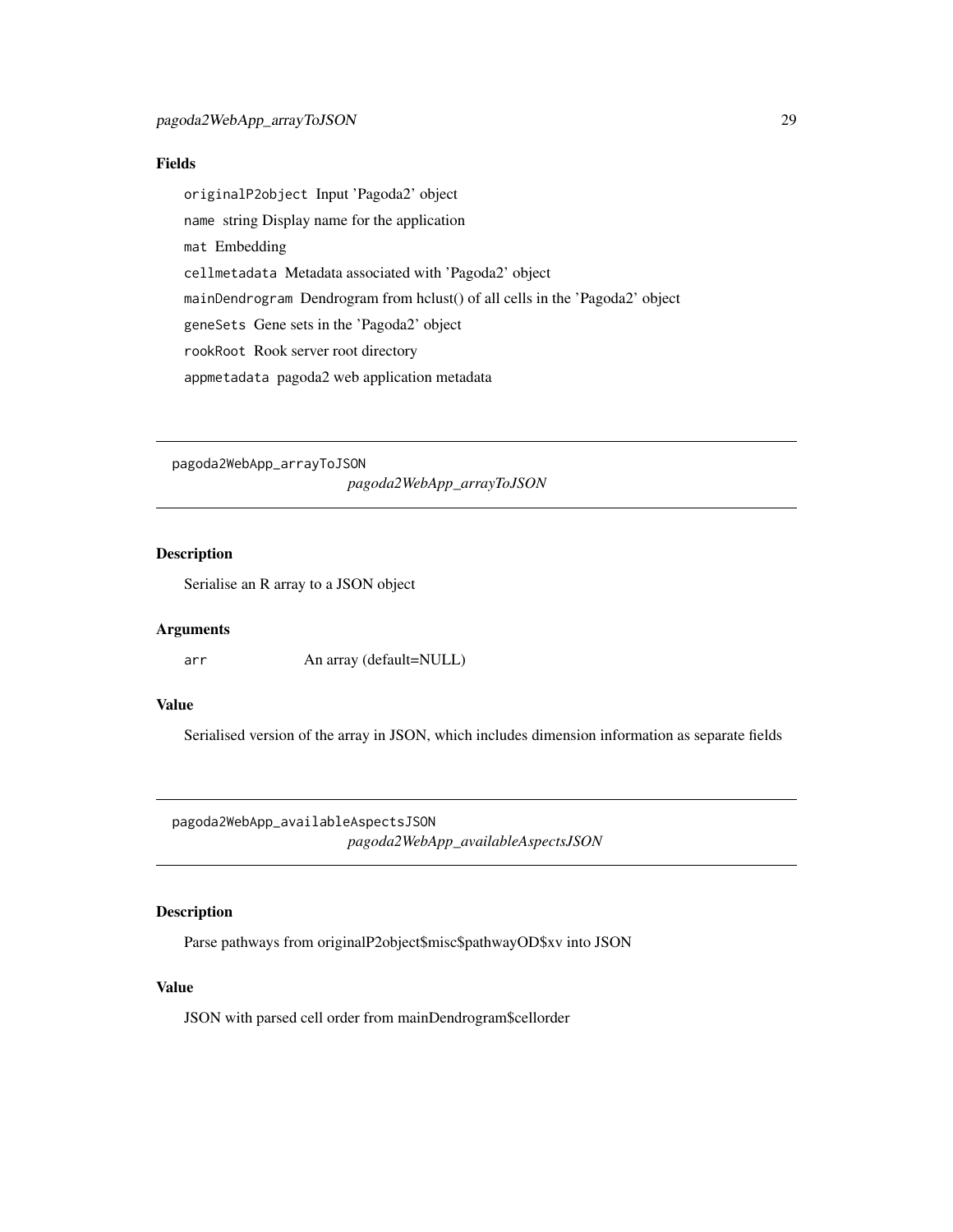## Fields

`originalP2object` Input 'Pagoda2' object

`name` string Display name for the application

`mat` Embedding

`cellmetadata` Metadata associated with 'Pagoda2' object

`mainDendrogram` Dendrogram from hclust() of all cells in the 'Pagoda2' object

`geneSets` Gene sets in the 'Pagoda2' object

`rookRoot` Rook server root directory

`appmetadata` pagoda2 web application metadata

---

# pagoda2WebApp_arrayToJSON

*pagoda2WebApp_arrayToJSON*

---

## Description

Serialise an R array to a JSON object

## Arguments

| | |
|---|---|
| `arr` | An array (default=NULL) |

## Value

Serialised version of the array in JSON, which includes dimension information as separate fields

---

# pagoda2WebApp_availableAspectsJSON

*pagoda2WebApp_availableAspectsJSON*

---

## Description

Parse pathways from originalP2object$misc$pathwayOD$xv into JSON

## Value

JSON with parsed cell order from mainDendrogram$cellorder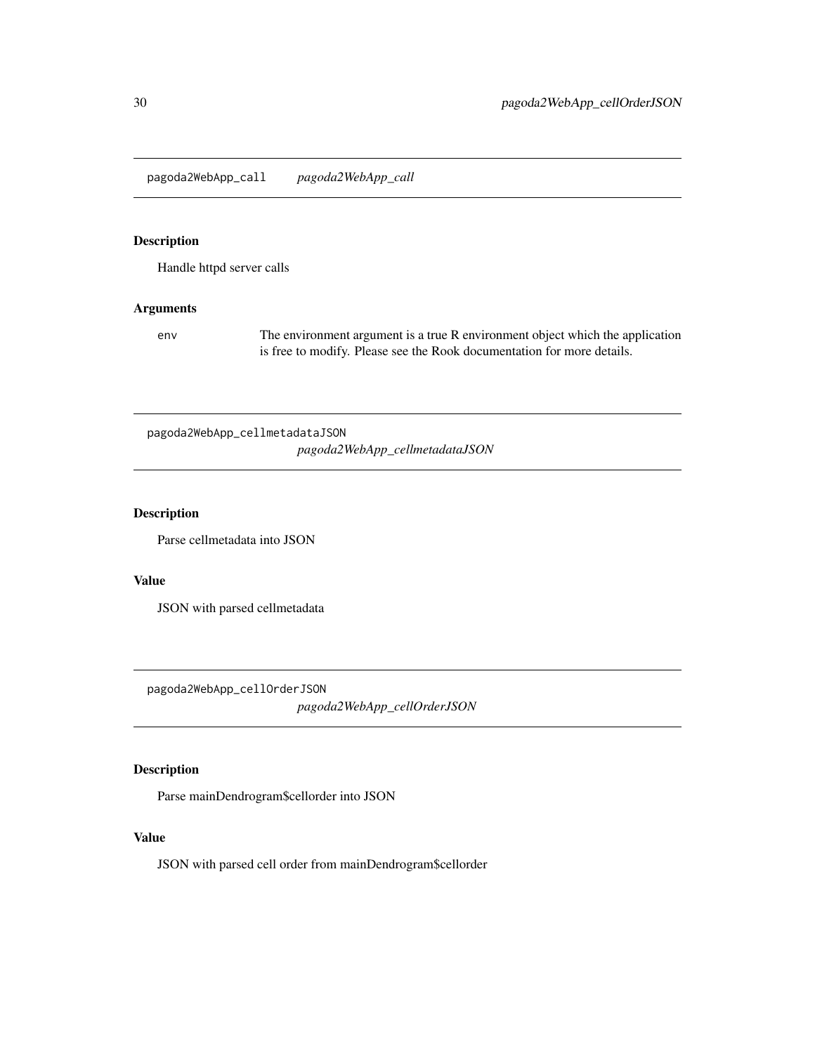## pagoda2WebApp_call *pagoda2WebApp_call*

### Description

Handle httpd server calls

### Arguments

env The environment argument is a true R environment object which the application is free to modify. Please see the Rook documentation for more details.

## pagoda2WebApp_cellmetadataJSON *pagoda2WebApp_cellmetadataJSON*

### Description

Parse cellmetadata into JSON

### Value

JSON with parsed cellmetadata

## pagoda2WebApp_cellOrderJSON *pagoda2WebApp_cellOrderJSON*

### Description

Parse mainDendrogram$cellorder into JSON

### Value

JSON with parsed cell order from mainDendrogram$cellorder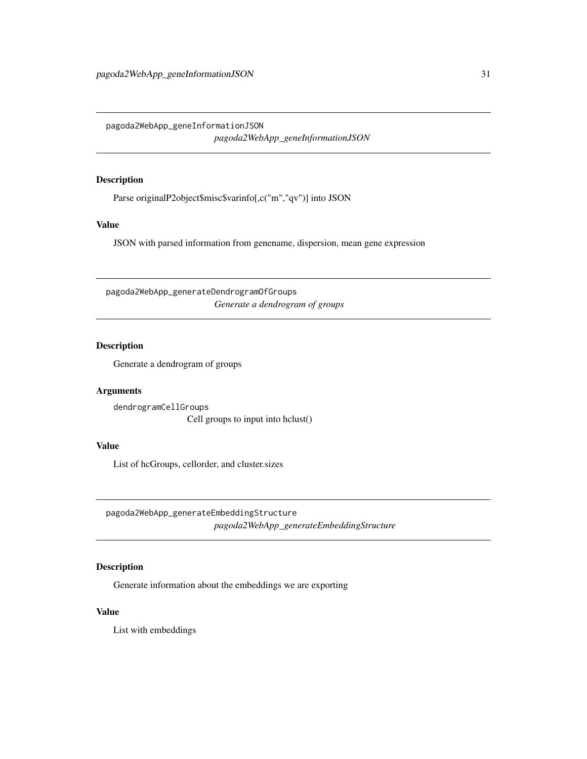## pagoda2WebApp_geneInformationJSON

*pagoda2WebApp_geneInformationJSON*

### Description

Parse originalP2object$misc$varinfo[,c("m","qv")] into JSON

### Value

JSON with parsed information from genename, dispersion, mean gene expression

## pagoda2WebApp_generateDendrogramOfGroups

*Generate a dendrogram of groups*

### Description

Generate a dendrogram of groups

### Arguments

`dendrogramCellGroups`
Cell groups to input into hclust()

### Value

List of hcGroups, cellorder, and cluster.sizes

## pagoda2WebApp_generateEmbeddingStructure

*pagoda2WebApp_generateEmbeddingStructure*

### Description

Generate information about the embeddings we are exporting

### Value

List with embeddings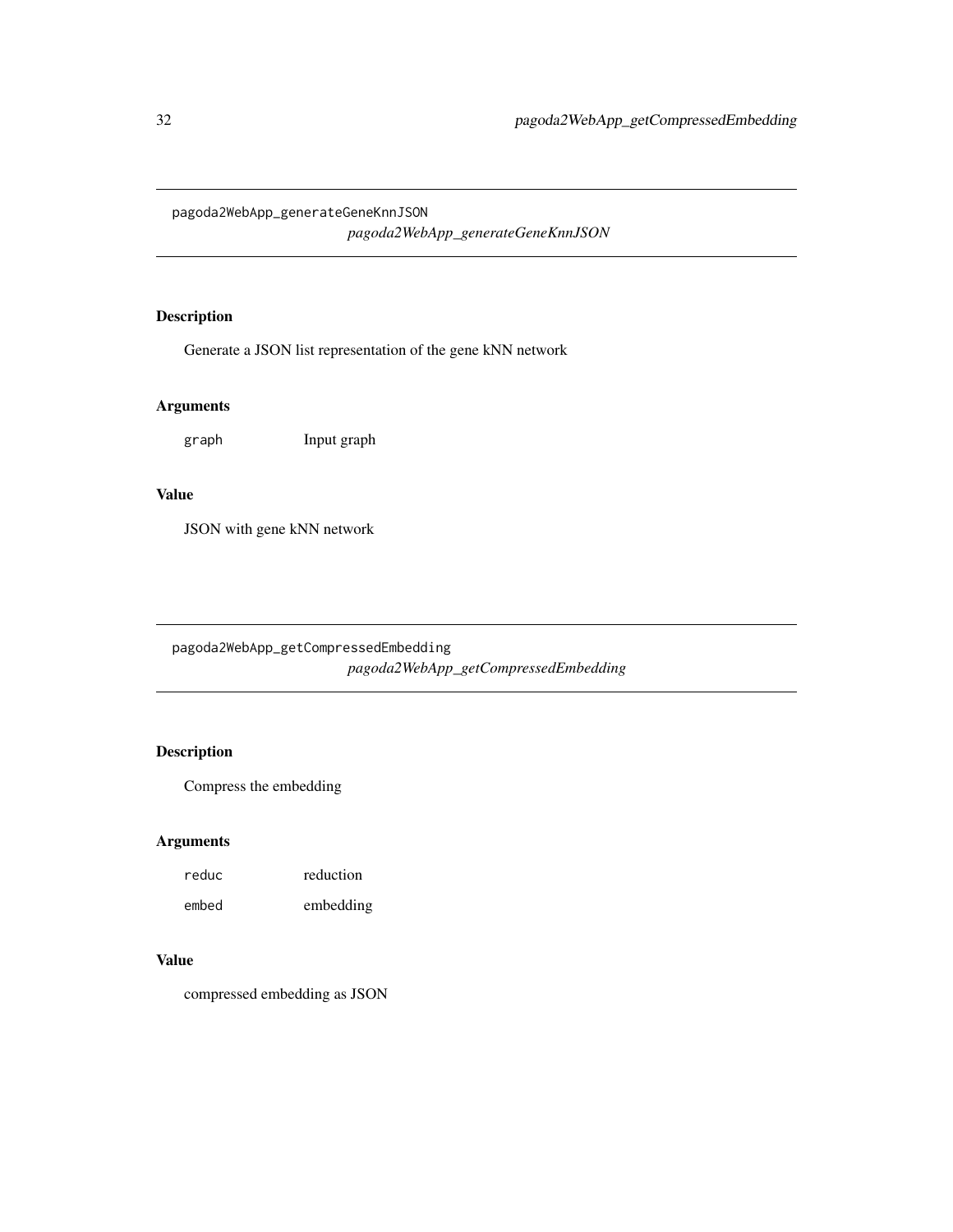# pagoda2WebApp_generateGeneKnnJSON

*pagoda2WebApp_generateGeneKnnJSON*

## Description

Generate a JSON list representation of the gene kNN network

## Arguments

| | |
|---|---|
| `graph` | Input graph |

## Value

JSON with gene kNN network

# pagoda2WebApp_getCompressedEmbedding

*pagoda2WebApp_getCompressedEmbedding*

## Description

Compress the embedding

## Arguments

| | |
|---|---|
| `reduc` | reduction |
| `embed` | embedding |

## Value

compressed embedding as JSON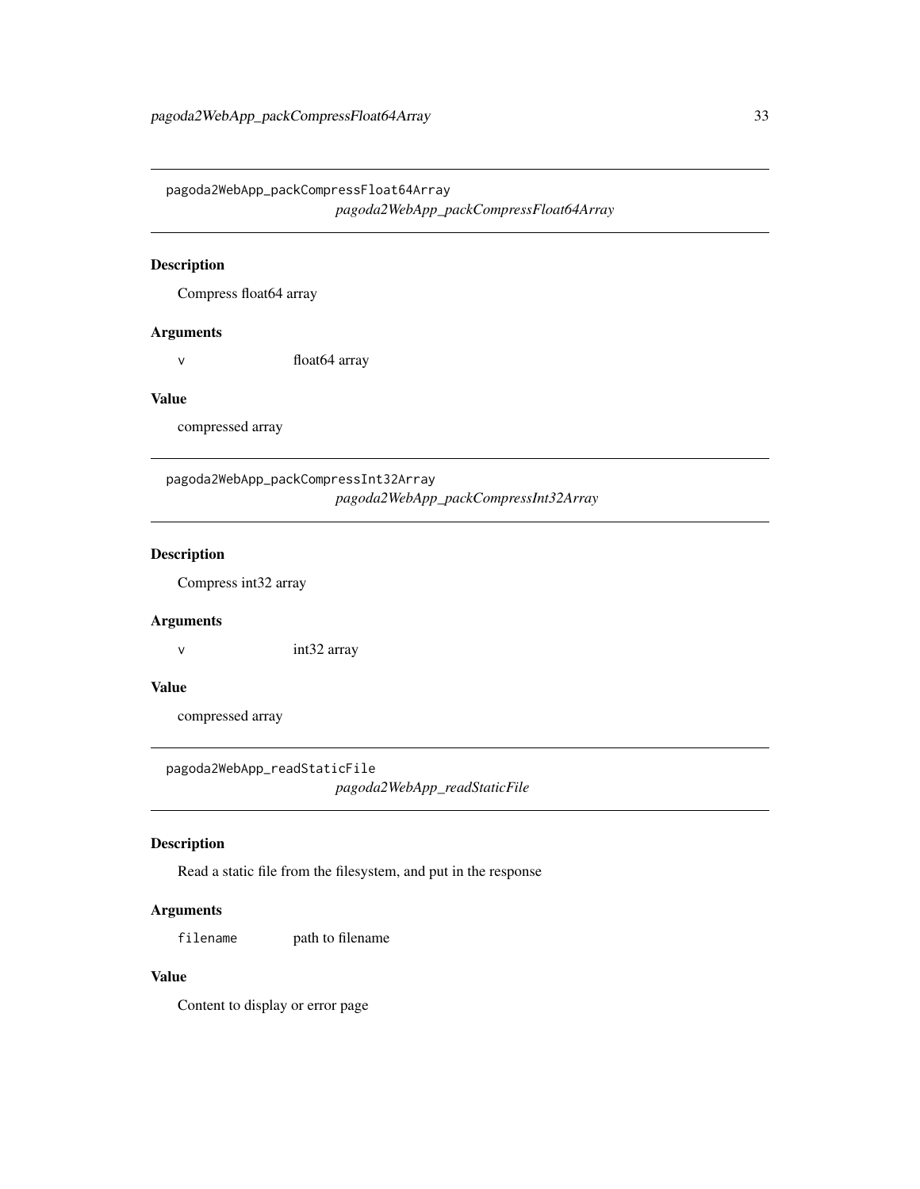## pagoda2WebApp_packCompressFloat64Array

*pagoda2WebApp_packCompressFloat64Array*

### Description

Compress float64 array

### Arguments

`v` float64 array

### Value

compressed array

## pagoda2WebApp_packCompressInt32Array

*pagoda2WebApp_packCompressInt32Array*

### Description

Compress int32 array

### Arguments

`v` int32 array

### Value

compressed array

## pagoda2WebApp_readStaticFile

*pagoda2WebApp_readStaticFile*

### Description

Read a static file from the filesystem, and put in the response

### Arguments

`filename` path to filename

### Value

Content to display or error page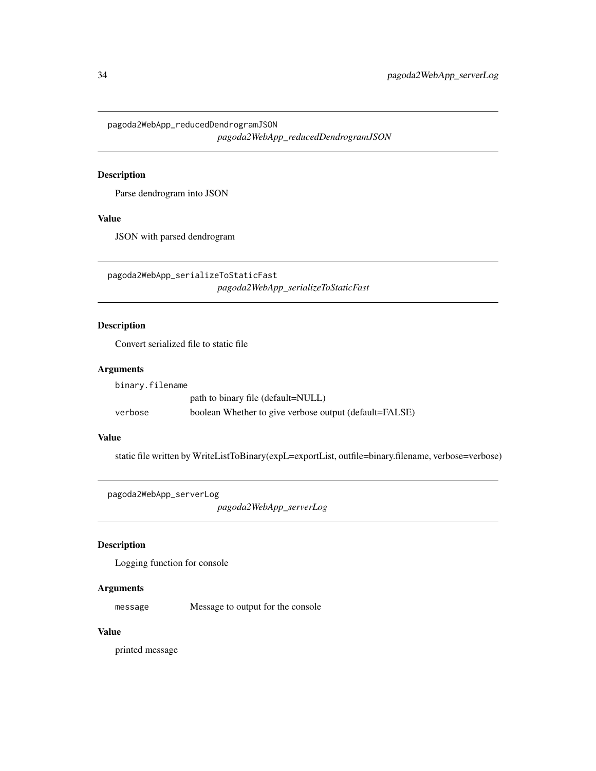## pagoda2WebApp_reducedDendrogramJSON

*pagoda2WebApp_reducedDendrogramJSON*

### Description

Parse dendrogram into JSON

### Value

JSON with parsed dendrogram

## pagoda2WebApp_serializeToStaticFast

*pagoda2WebApp_serializeToStaticFast*

### Description

Convert serialized file to static file

### Arguments

| | |
|---|---|
| `binary.filename` | path to binary file (default=NULL) |
| `verbose` | boolean Whether to give verbose output (default=FALSE) |

### Value

static file written by WriteListToBinary(expL=exportList, outfile=binary.filename, verbose=verbose)

## pagoda2WebApp_serverLog

*pagoda2WebApp_serverLog*

### Description

Logging function for console

### Arguments

| | |
|---|---|
| `message` | Message to output for the console |

### Value

printed message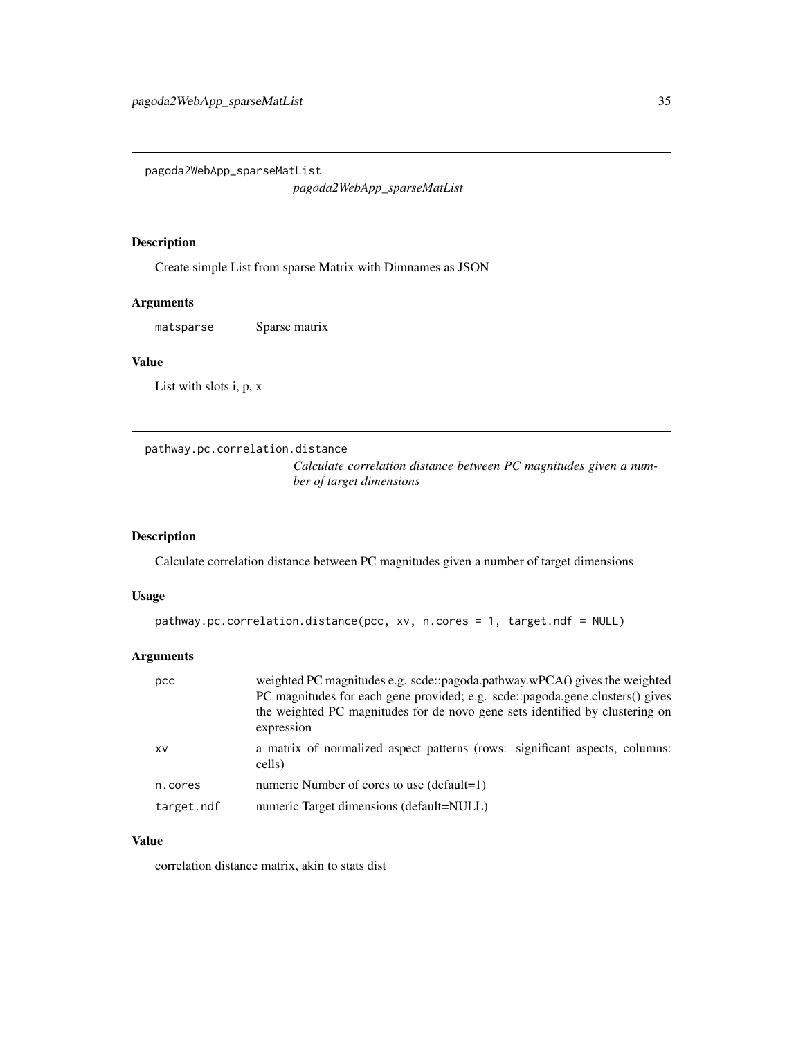## pagoda2WebApp_sparseMatList

*pagoda2WebApp_sparseMatList*

### Description

Create simple List from sparse Matrix with Dimnames as JSON

### Arguments

| | |
|---|---|
| matsparse | Sparse matrix |

### Value

List with slots i, p, x

## pathway.pc.correlation.distance

*Calculate correlation distance between PC magnitudes given a number of target dimensions*

### Description

Calculate correlation distance between PC magnitudes given a number of target dimensions

### Usage

```
pathway.pc.correlation.distance(pcc, xv, n.cores = 1, target.ndf = NULL)
```

### Arguments

| | |
|---|---|
| pcc | weighted PC magnitudes e.g. scde::pagoda.pathway.wPCA() gives the weighted PC magnitudes for each gene provided; e.g. scde::pagoda.gene.clusters() gives the weighted PC magnitudes for de novo gene sets identified by clustering on expression |
| xv | a matrix of normalized aspect patterns (rows: significant aspects, columns: cells) |
| n.cores | numeric Number of cores to use (default=1) |
| target.ndf | numeric Target dimensions (default=NULL) |

### Value

correlation distance matrix, akin to stats dist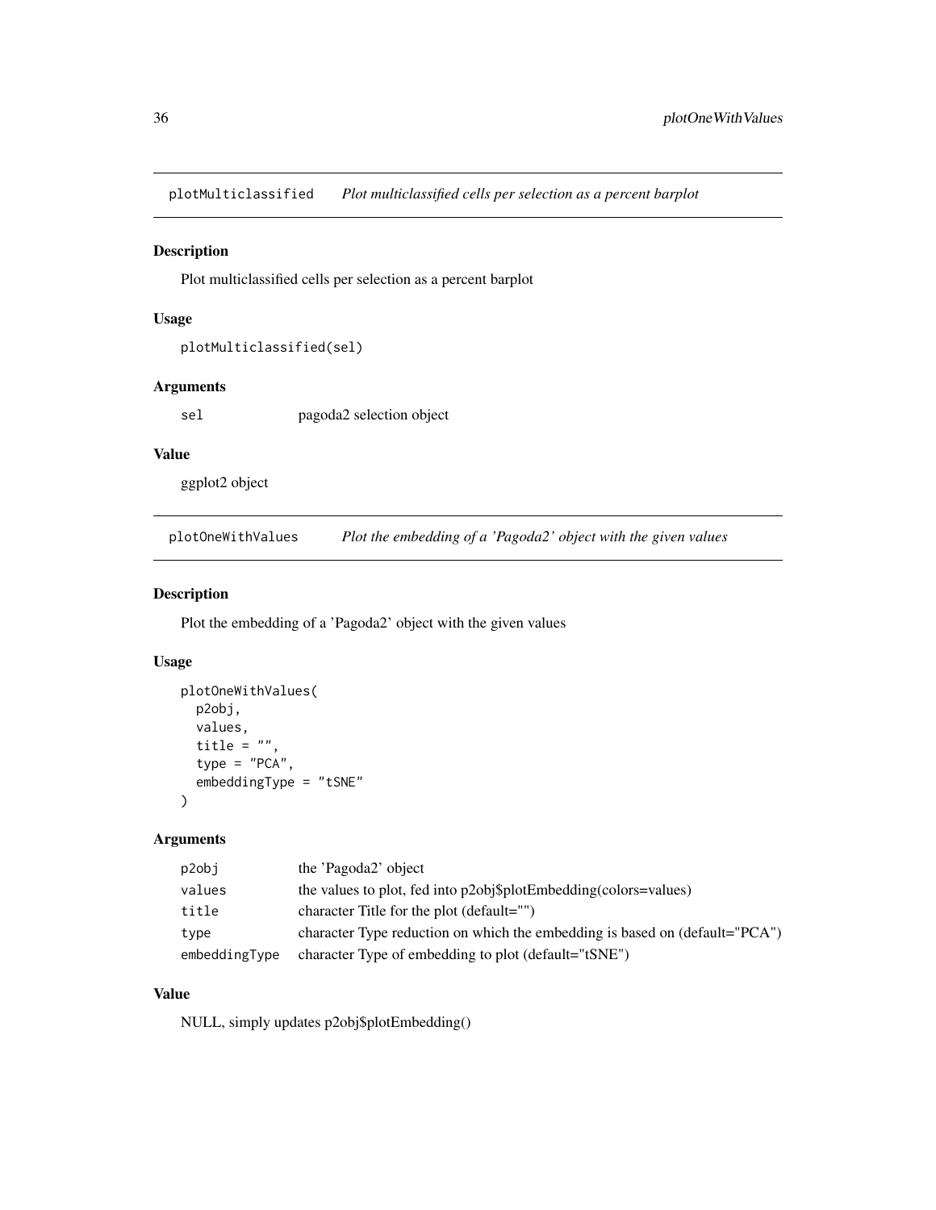## plotMulticlassified *Plot multiclassified cells per selection as a percent barplot*

### Description

Plot multiclassified cells per selection as a percent barplot

### Usage

```
plotMulticlassified(sel)
```

### Arguments

| | |
|---|---|
| sel | pagoda2 selection object |

### Value

ggplot2 object

## plotOneWithValues *Plot the embedding of a 'Pagoda2' object with the given values*

### Description

Plot the embedding of a 'Pagoda2' object with the given values

### Usage

```
plotOneWithValues(
  p2obj,
  values,
  title = "",
  type = "PCA",
  embeddingType = "tSNE"
)
```

### Arguments

| | |
|---|---|
| p2obj | the 'Pagoda2' object |
| values | the values to plot, fed into p2obj$plotEmbedding(colors=values) |
| title | character Title for the plot (default="") |
| type | character Type reduction on which the embedding is based on (default="PCA") |
| embeddingType | character Type of embedding to plot (default="tSNE") |

### Value

NULL, simply updates p2obj$plotEmbedding()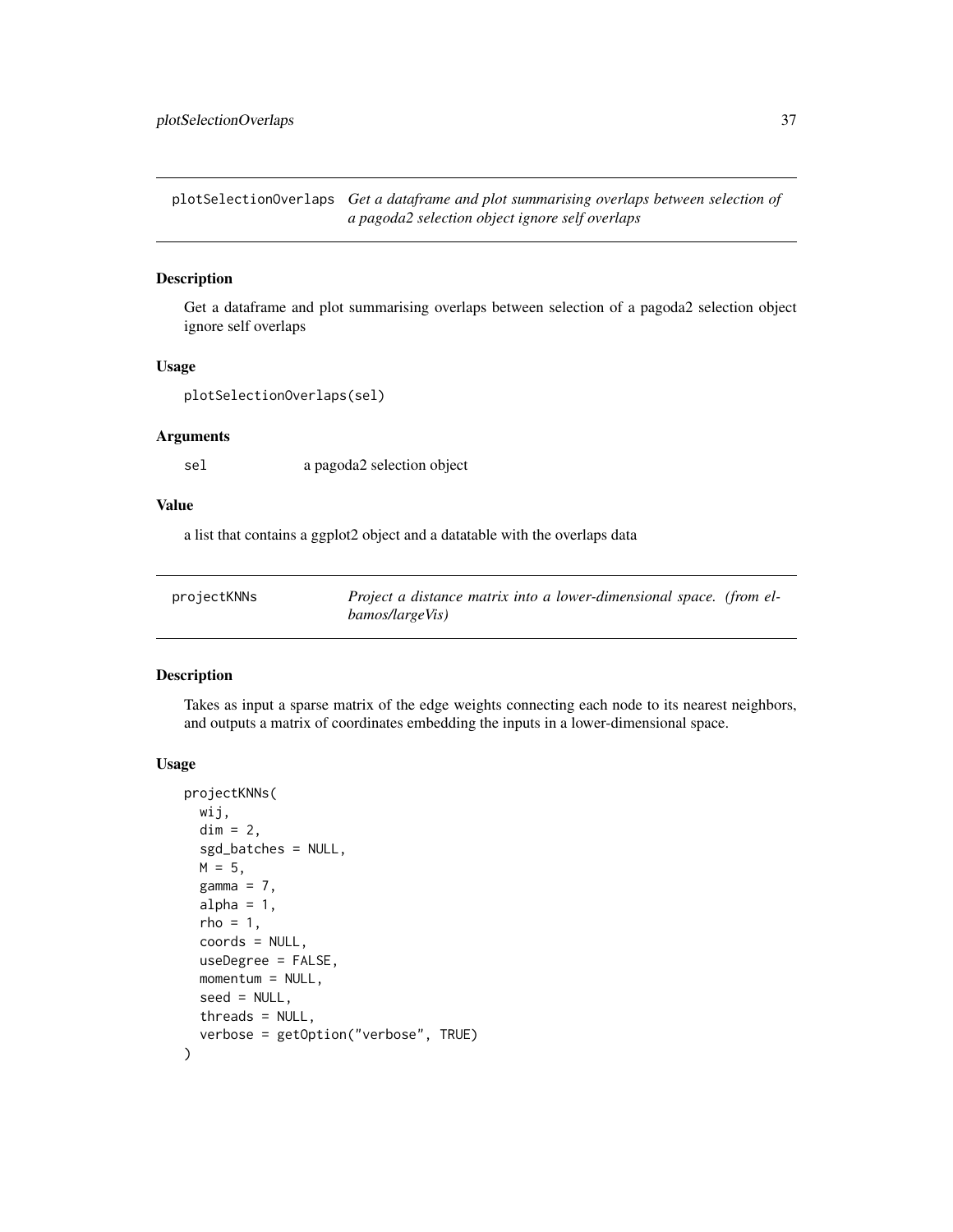## plotSelectionOverlaps

*Get a dataframe and plot summarising overlaps between selection of a pagoda2 selection object ignore self overlaps*

### Description

Get a dataframe and plot summarising overlaps between selection of a pagoda2 selection object ignore self overlaps

### Usage

```
plotSelectionOverlaps(sel)
```

### Arguments

| | |
|---|---|
| sel | a pagoda2 selection object |

### Value

a list that contains a ggplot2 object and a datatable with the overlaps data

## projectKNNs

*Project a distance matrix into a lower-dimensional space. (from elbamos/largeVis)*

### Description

Takes as input a sparse matrix of the edge weights connecting each node to its nearest neighbors, and outputs a matrix of coordinates embedding the inputs in a lower-dimensional space.

### Usage

```
projectKNNs(
  wij,
  dim = 2,
  sgd_batches = NULL,
  M = 5,
  gamma = 7,
  alpha = 1,
  rho = 1,
  coords = NULL,
  useDegree = FALSE,
  momentum = NULL,
  seed = NULL,
  threads = NULL,
  verbose = getOption("verbose", TRUE)
)
```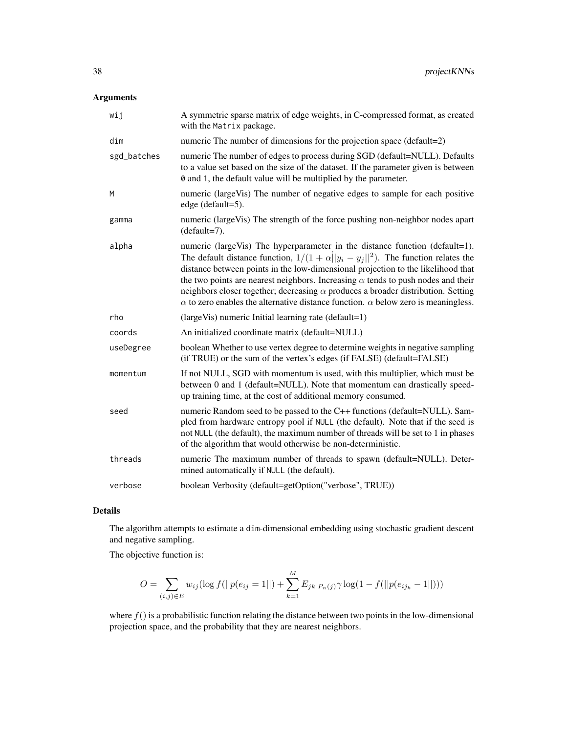## Arguments

| | |
|---|---|
| `wij` | A symmetric sparse matrix of edge weights, in C-compressed format, as created with the `Matrix` package. |
| `dim` | numeric The number of dimensions for the projection space (default=2) |
| `sgd_batches` | numeric The number of edges to process during SGD (default=NULL). Defaults to a value set based on the size of the dataset. If the parameter given is between `0` and `1`, the default value will be multiplied by the parameter. |
| `M` | numeric (largeVis) The number of negative edges to sample for each positive edge (default=5). |
| `gamma` | numeric (largeVis) The strength of the force pushing non-neighbor nodes apart (default=7). |
| `alpha` | numeric (largeVis) The hyperparameter in the distance function (default=1). The default distance function, $1/(1 + \alpha\|\|y_i - y_j\|\|^2)$. The function relates the distance between points in the low-dimensional projection to the likelihood that the two points are nearest neighbors. Increasing $\alpha$ tends to push nodes and their neighbors closer together; decreasing $\alpha$ produces a broader distribution. Setting $\alpha$ to zero enables the alternative distance function. $\alpha$ below zero is meaningless. |
| `rho` | (largeVis) numeric Initial learning rate (default=1) |
| `coords` | An initialized coordinate matrix (default=NULL) |
| `useDegree` | boolean Whether to use vertex degree to determine weights in negative sampling (if TRUE) or the sum of the vertex's edges (if FALSE) (default=FALSE) |
| `momentum` | If not NULL, SGD with momentum is used, with this multiplier, which must be between 0 and 1 (default=NULL). Note that momentum can drastically speed-up training time, at the cost of additional memory consumed. |
| `seed` | numeric Random seed to be passed to the C++ functions (default=NULL). Sampled from hardware entropy pool if `NULL` (the default). Note that if the seed is not `NULL` (the default), the maximum number of threads will be set to 1 in phases of the algorithm that would otherwise be non-deterministic. |
| `threads` | numeric The maximum number of threads to spawn (default=NULL). Determined automatically if `NULL` (the default). |
| `verbose` | boolean Verbosity (default=getOption("verbose", TRUE)) |

## Details

The algorithm attempts to estimate a `dim`-dimensional embedding using stochastic gradient descent and negative sampling.

The objective function is:

$$O = \sum_{(i,j) \in E} w_{ij} (\log f(||p(e_{ij} = 1||) + \sum_{k=1}^{M} E_{jk \; P_n(j)} \gamma \log(1 - f(||p(e_{ij_k} - 1||)))$$

where $f()$ is a probabilistic function relating the distance between two points in the low-dimensional projection space, and the probability that they are nearest neighbors.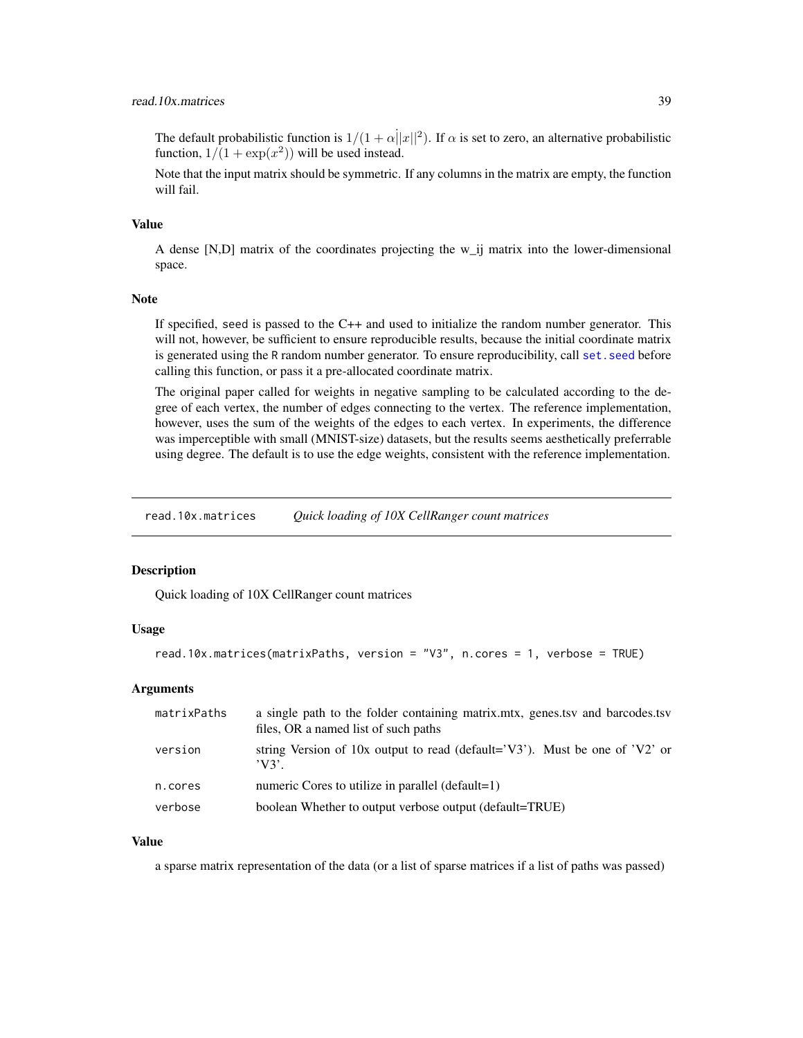The default probabilistic function is $1/(1 + \alpha\dot{|}|x||^2)$. If $\alpha$ is set to zero, an alternative probabilistic function, $1/(1 + \exp(x^2))$ will be used instead.

Note that the input matrix should be symmetric. If any columns in the matrix are empty, the function will fail.

### Value

A dense [N,D] matrix of the coordinates projecting the w_ij matrix into the lower-dimensional space.

### Note

If specified, seed is passed to the C++ and used to initialize the random number generator. This will not, however, be sufficient to ensure reproducible results, because the initial coordinate matrix is generated using the R random number generator. To ensure reproducibility, call set.seed before calling this function, or pass it a pre-allocated coordinate matrix.

The original paper called for weights in negative sampling to be calculated according to the degree of each vertex, the number of edges connecting to the vertex. The reference implementation, however, uses the sum of the weights of the edges to each vertex. In experiments, the difference was imperceptible with small (MNIST-size) datasets, but the results seems aesthetically preferrable using degree. The default is to use the edge weights, consistent with the reference implementation.

---

## read.10x.matrices — *Quick loading of 10X CellRanger count matrices*

### Description

Quick loading of 10X CellRanger count matrices

### Usage

```
read.10x.matrices(matrixPaths, version = "V3", n.cores = 1, verbose = TRUE)
```

### Arguments

| | |
|---|---|
| matrixPaths | a single path to the folder containing matrix.mtx, genes.tsv and barcodes.tsv files, OR a named list of such paths |
| version | string Version of 10x output to read (default='V3'). Must be one of 'V2' or 'V3'. |
| n.cores | numeric Cores to utilize in parallel (default=1) |
| verbose | boolean Whether to output verbose output (default=TRUE) |

### Value

a sparse matrix representation of the data (or a list of sparse matrices if a list of paths was passed)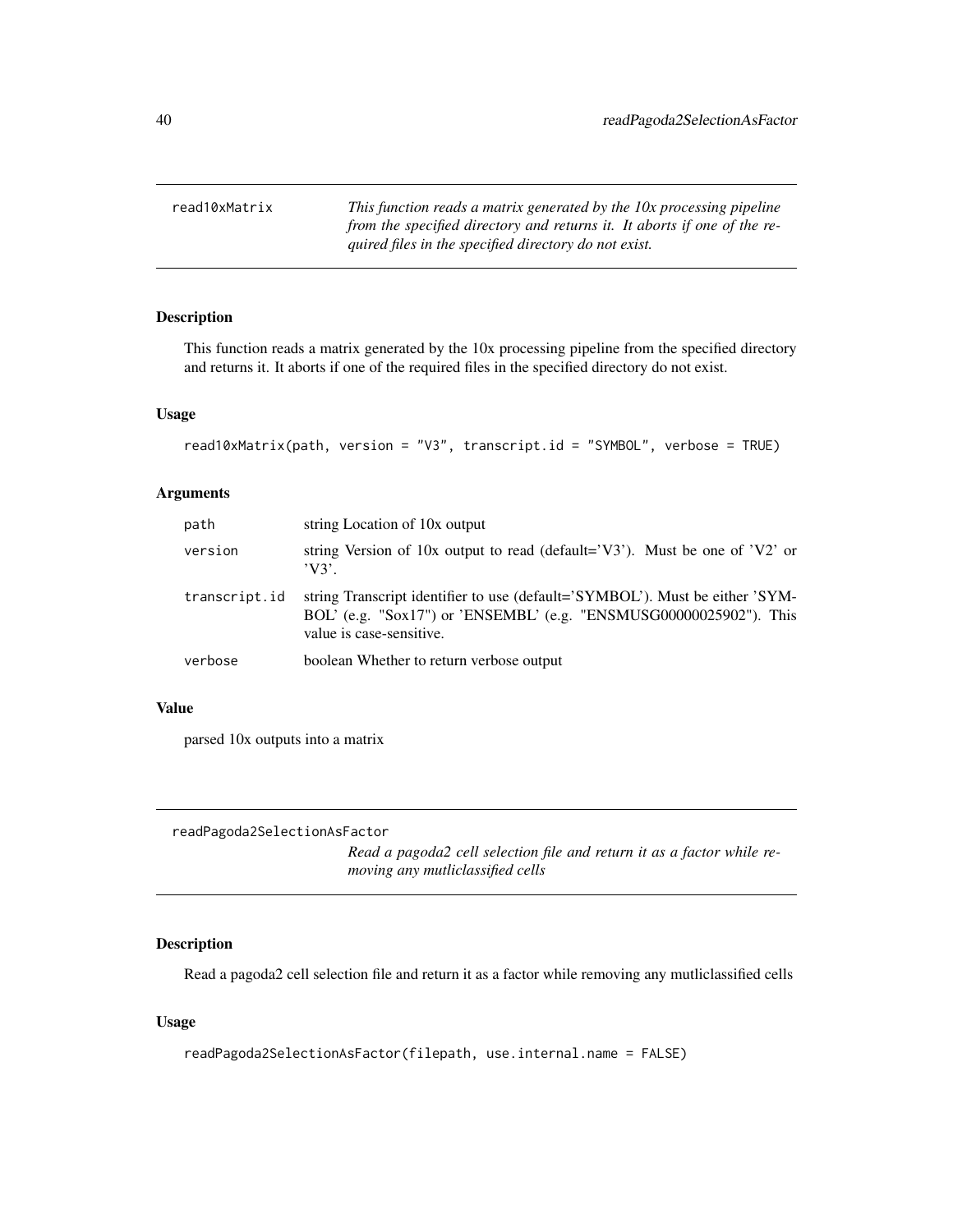## read10xMatrix

*This function reads a matrix generated by the 10x processing pipeline from the specified directory and returns it. It aborts if one of the required files in the specified directory do not exist.*

### Description

This function reads a matrix generated by the 10x processing pipeline from the specified directory and returns it. It aborts if one of the required files in the specified directory do not exist.

### Usage

```
read10xMatrix(path, version = "V3", transcript.id = "SYMBOL", verbose = TRUE)
```

### Arguments

| | |
|---|---|
| path | string Location of 10x output |
| version | string Version of 10x output to read (default='V3'). Must be one of 'V2' or 'V3'. |
| transcript.id | string Transcript identifier to use (default='SYMBOL'). Must be either 'SYMBOL' (e.g. "Sox17") or 'ENSEMBL' (e.g. "ENSMUSG00000025902"). This value is case-sensitive. |
| verbose | boolean Whether to return verbose output |

### Value

parsed 10x outputs into a matrix

## readPagoda2SelectionAsFactor

*Read a pagoda2 cell selection file and return it as a factor while removing any mutliclassified cells*

### Description

Read a pagoda2 cell selection file and return it as a factor while removing any mutliclassified cells

### Usage

```
readPagoda2SelectionAsFactor(filepath, use.internal.name = FALSE)
```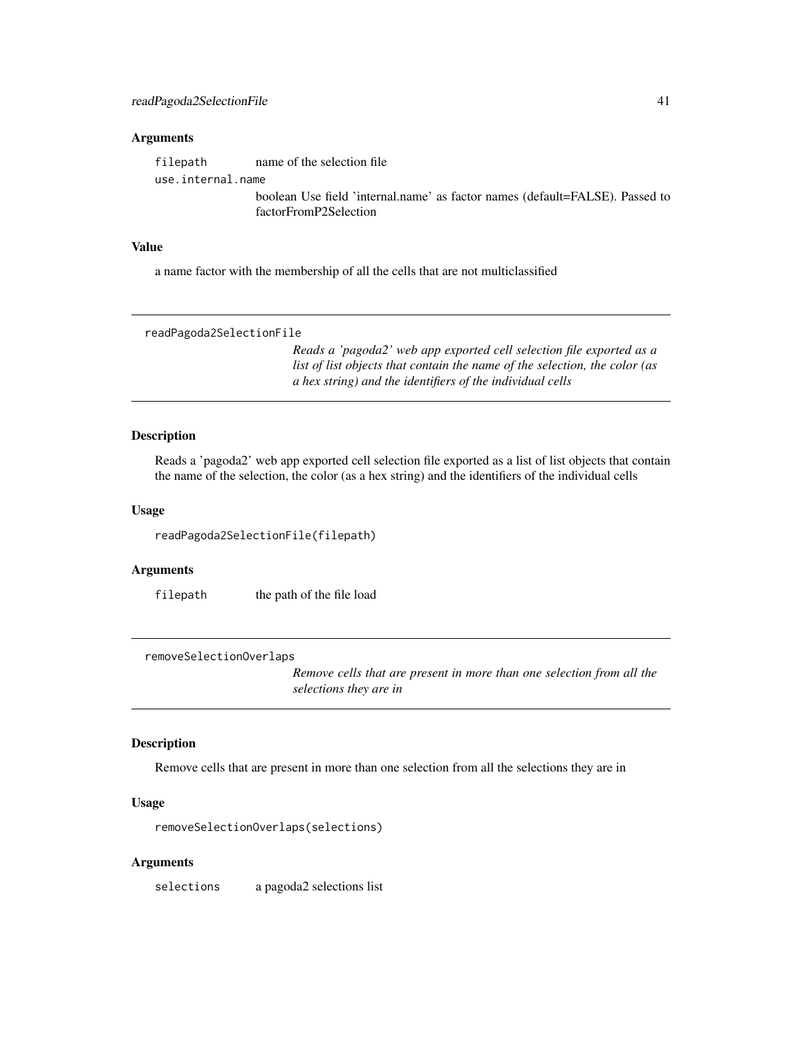### Arguments

`filepath` name of the selection file

`use.internal.name` boolean Use field 'internal.name' as factor names (default=FALSE). Passed to factorFromP2Selection

### Value

a name factor with the membership of all the cells that are not multiclassified

---

## readPagoda2SelectionFile

*Reads a 'pagoda2' web app exported cell selection file exported as a list of list objects that contain the name of the selection, the color (as a hex string) and the identifiers of the individual cells*

### Description

Reads a 'pagoda2' web app exported cell selection file exported as a list of list objects that contain the name of the selection, the color (as a hex string) and the identifiers of the individual cells

### Usage

```
readPagoda2SelectionFile(filepath)
```

### Arguments

`filepath` the path of the file load

---

## removeSelectionOverlaps

*Remove cells that are present in more than one selection from all the selections they are in*

### Description

Remove cells that are present in more than one selection from all the selections they are in

### Usage

```
removeSelectionOverlaps(selections)
```

### Arguments

`selections` a pagoda2 selections list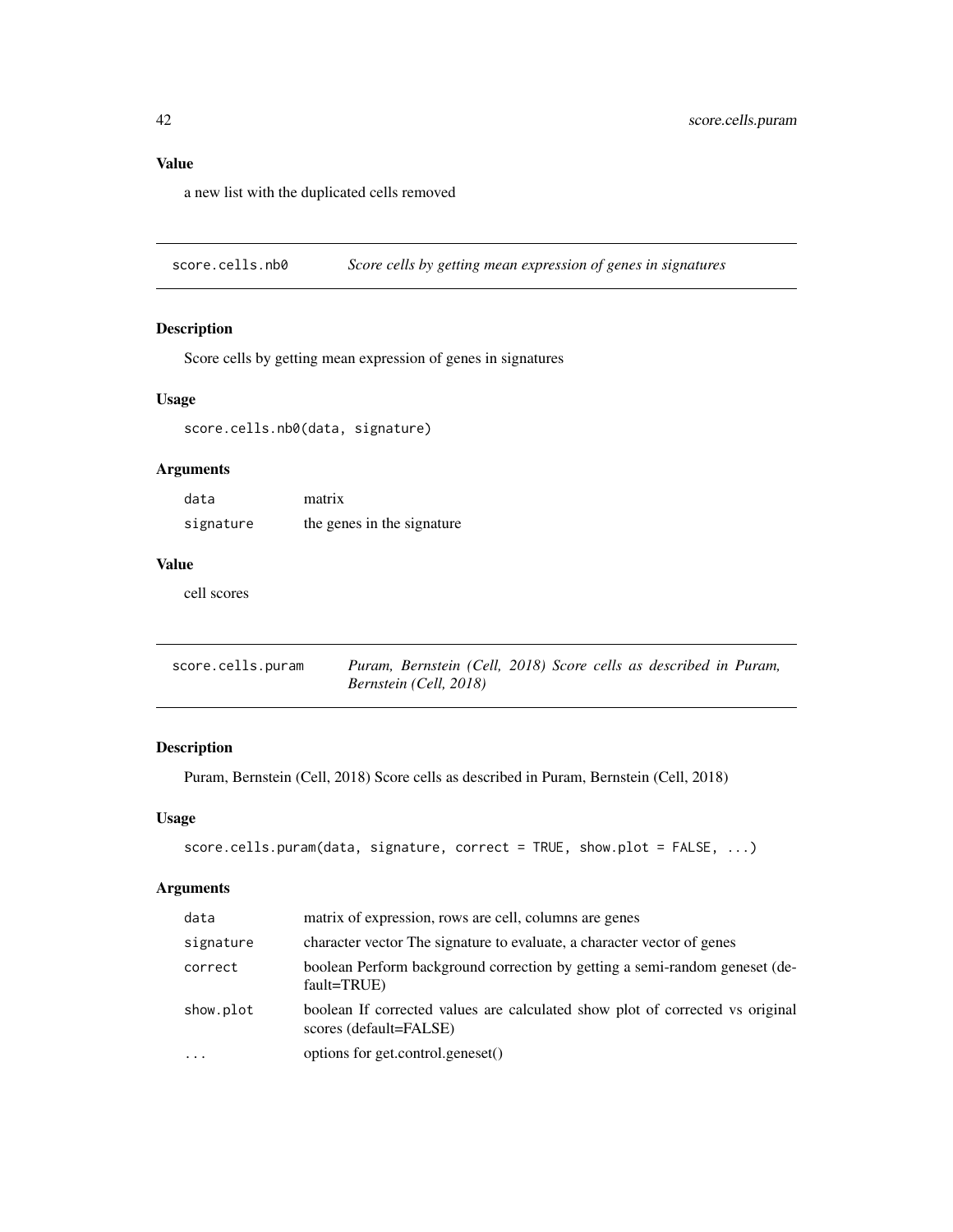### Value

a new list with the duplicated cells removed

## score.cells.nb0 — *Score cells by getting mean expression of genes in signatures*

### Description

Score cells by getting mean expression of genes in signatures

### Usage

```
score.cells.nb0(data, signature)
```

### Arguments

| | |
|---|---|
| `data` | matrix |
| `signature` | the genes in the signature |

### Value

cell scores

## score.cells.puram — *Puram, Bernstein (Cell, 2018) Score cells as described in Puram, Bernstein (Cell, 2018)*

### Description

Puram, Bernstein (Cell, 2018) Score cells as described in Puram, Bernstein (Cell, 2018)

### Usage

```
score.cells.puram(data, signature, correct = TRUE, show.plot = FALSE, ...)
```

### Arguments

| | |
|---|---|
| `data` | matrix of expression, rows are cell, columns are genes |
| `signature` | character vector The signature to evaluate, a character vector of genes |
| `correct` | boolean Perform background correction by getting a semi-random geneset (default=TRUE) |
| `show.plot` | boolean If corrected values are calculated show plot of corrected vs original scores (default=FALSE) |
| `...` | options for get.control.geneset() |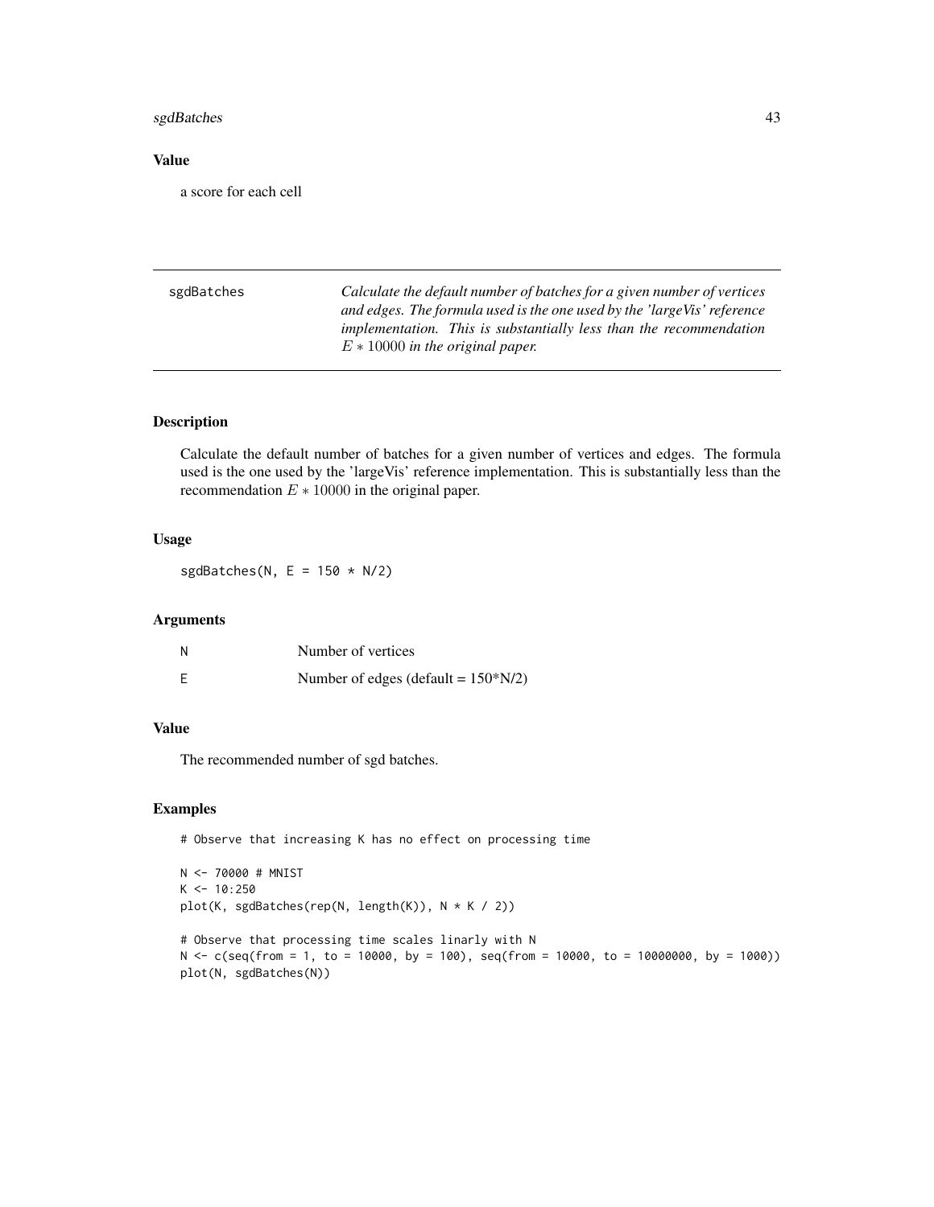### Value

a score for each cell

---

sgdBatches — *Calculate the default number of batches for a given number of vertices and edges. The formula used is the one used by the 'largeVis' reference implementation. This is substantially less than the recommendation $E * 10000$ in the original paper.*

---

### Description

Calculate the default number of batches for a given number of vertices and edges. The formula used is the one used by the 'largeVis' reference implementation. This is substantially less than the recommendation $E * 10000$ in the original paper.

### Usage

```
sgdBatches(N, E = 150 * N/2)
```

### Arguments

| | |
|---|---|
| N | Number of vertices |
| E | Number of edges (default = 150*N/2) |

### Value

The recommended number of sgd batches.

### Examples

```
# Observe that increasing K has no effect on processing time

N <- 70000 # MNIST
K <- 10:250
plot(K, sgdBatches(rep(N, length(K)), N * K / 2))

# Observe that processing time scales linarly with N
N <- c(seq(from = 1, to = 10000, by = 100), seq(from = 10000, to = 10000000, by = 1000))
plot(N, sgdBatches(N))
```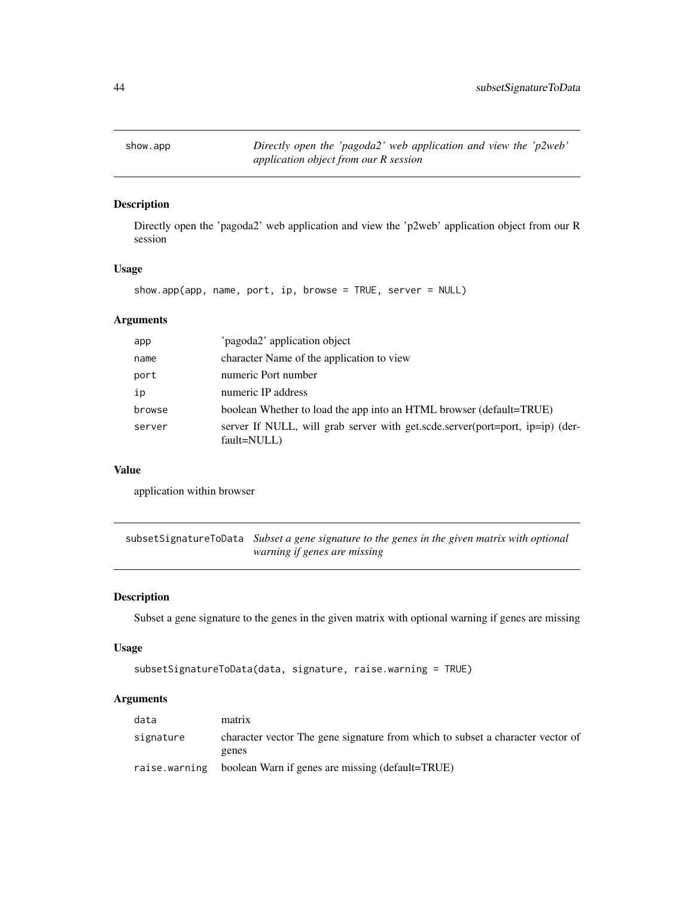## show.app

*Directly open the 'pagoda2' web application and view the 'p2web' application object from our R session*

### Description

Directly open the 'pagoda2' web application and view the 'p2web' application object from our R session

### Usage

```
show.app(app, name, port, ip, browse = TRUE, server = NULL)
```

### Arguments

| | |
|---|---|
| app | 'pagoda2' application object |
| name | character Name of the application to view |
| port | numeric Port number |
| ip | numeric IP address |
| browse | boolean Whether to load the app into an HTML browser (default=TRUE) |
| server | server If NULL, will grab server with get.scde.server(port=port, ip=ip) (default=NULL) |

### Value

application within browser

## subsetSignatureToData

*Subset a gene signature to the genes in the given matrix with optional warning if genes are missing*

### Description

Subset a gene signature to the genes in the given matrix with optional warning if genes are missing

### Usage

```
subsetSignatureToData(data, signature, raise.warning = TRUE)
```

### Arguments

| | |
|---|---|
| data | matrix |
| signature | character vector The gene signature from which to subset a character vector of genes |
| raise.warning | boolean Warn if genes are missing (default=TRUE) |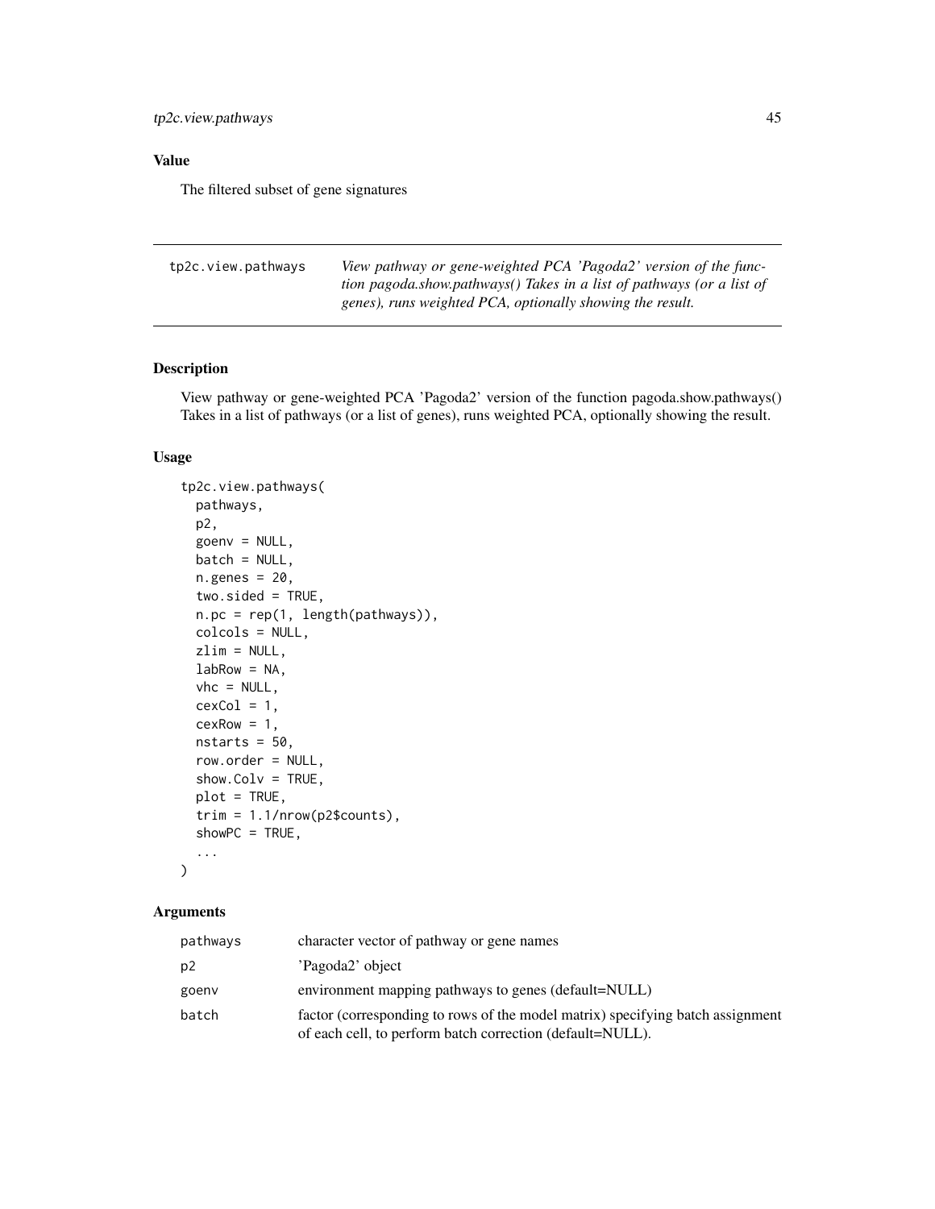## Value

The filtered subset of gene signatures

---

tp2c.view.pathways    *View pathway or gene-weighted PCA 'Pagoda2' version of the function pagoda.show.pathways() Takes in a list of pathways (or a list of genes), runs weighted PCA, optionally showing the result.*

---

### Description

View pathway or gene-weighted PCA 'Pagoda2' version of the function pagoda.show.pathways() Takes in a list of pathways (or a list of genes), runs weighted PCA, optionally showing the result.

### Usage

```
tp2c.view.pathways(
  pathways,
  p2,
  goenv = NULL,
  batch = NULL,
  n.genes = 20,
  two.sided = TRUE,
  n.pc = rep(1, length(pathways)),
  colcols = NULL,
  zlim = NULL,
  labRow = NA,
  vhc = NULL,
  cexCol = 1,
  cexRow = 1,
  nstarts = 50,
  row.order = NULL,
  show.Colv = TRUE,
  plot = TRUE,
  trim = 1.1/nrow(p2$counts),
  showPC = TRUE,
  ...
)
```

### Arguments

| | |
|---|---|
| pathways | character vector of pathway or gene names |
| p2 | 'Pagoda2' object |
| goenv | environment mapping pathways to genes (default=NULL) |
| batch | factor (corresponding to rows of the model matrix) specifying batch assignment of each cell, to perform batch correction (default=NULL). |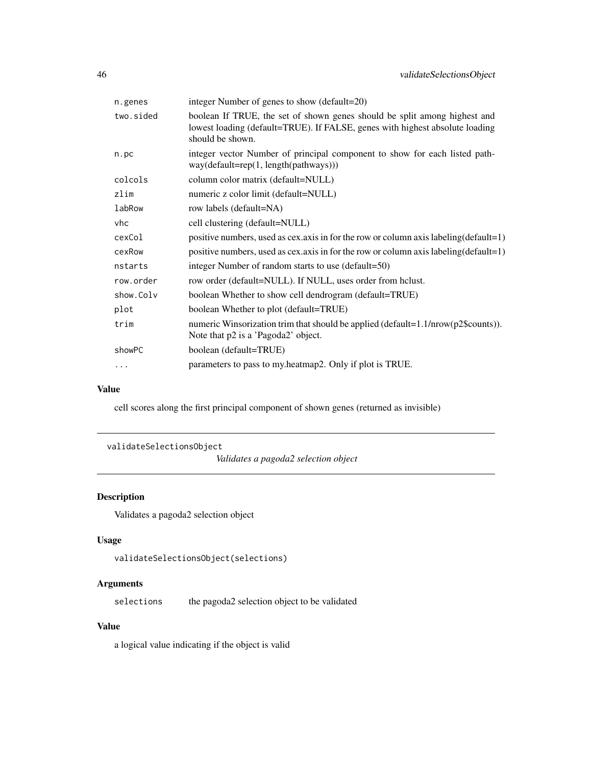| | |
|---|---|
| n.genes | integer Number of genes to show (default=20) |
| two.sided | boolean If TRUE, the set of shown genes should be split among highest and lowest loading (default=TRUE). If FALSE, genes with highest absolute loading should be shown. |
| n.pc | integer vector Number of principal component to show for each listed pathway(default=rep(1, length(pathways))) |
| colcols | column color matrix (default=NULL) |
| zlim | numeric z color limit (default=NULL) |
| labRow | row labels (default=NA) |
| vhc | cell clustering (default=NULL) |
| cexCol | positive numbers, used as cex.axis in for the row or column axis labeling(default=1) |
| cexRow | positive numbers, used as cex.axis in for the row or column axis labeling(default=1) |
| nstarts | integer Number of random starts to use (default=50) |
| row.order | row order (default=NULL). If NULL, uses order from hclust. |
| show.Colv | boolean Whether to show cell dendrogram (default=TRUE) |
| plot | boolean Whether to plot (default=TRUE) |
| trim | numeric Winsorization trim that should be applied (default=1.1/nrow(p2$counts)). Note that p2 is a 'Pagoda2' object. |
| showPC | boolean (default=TRUE) |
| ... | parameters to pass to my.heatmap2. Only if plot is TRUE. |

## Value

cell scores along the first principal component of shown genes (returned as invisible)

---

## validateSelectionsObject *Validates a pagoda2 selection object*

---

### Description

Validates a pagoda2 selection object

### Usage

```
validateSelectionsObject(selections)
```

### Arguments

| | |
|---|---|
| selections | the pagoda2 selection object to be validated |

### Value

a logical value indicating if the object is valid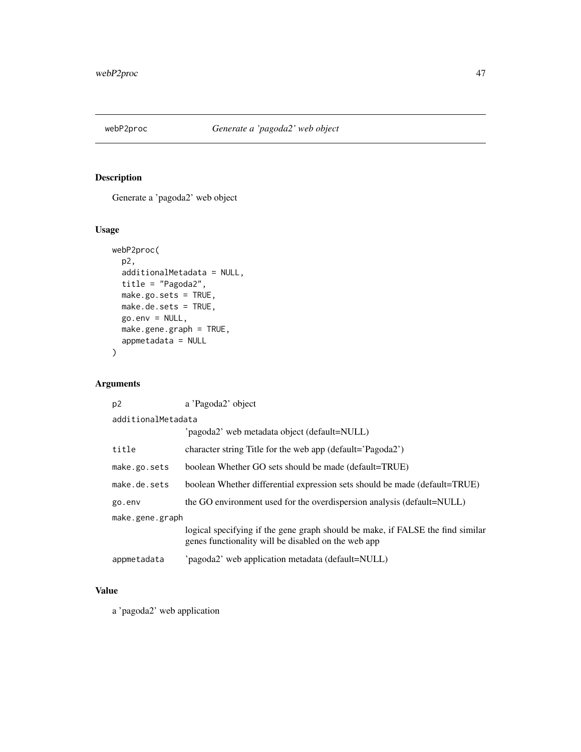## webP2proc — *Generate a 'pagoda2' web object*

### Description

Generate a 'pagoda2' web object

### Usage

```
webP2proc(
  p2,
  additionalMetadata = NULL,
  title = "Pagoda2",
  make.go.sets = TRUE,
  make.de.sets = TRUE,
  go.env = NULL,
  make.gene.graph = TRUE,
  appmetadata = NULL
)
```

### Arguments

| Argument | Description |
|---|---|
| `p2` | a 'Pagoda2' object |
| `additionalMetadata` | 'pagoda2' web metadata object (default=NULL) |
| `title` | character string Title for the web app (default='Pagoda2') |
| `make.go.sets` | boolean Whether GO sets should be made (default=TRUE) |
| `make.de.sets` | boolean Whether differential expression sets should be made (default=TRUE) |
| `go.env` | the GO environment used for the overdispersion analysis (default=NULL) |
| `make.gene.graph` | logical specifying if the gene graph should be make, if FALSE the find similar genes functionality will be disabled on the web app |
| `appmetadata` | 'pagoda2' web application metadata (default=NULL) |

### Value

a 'pagoda2' web application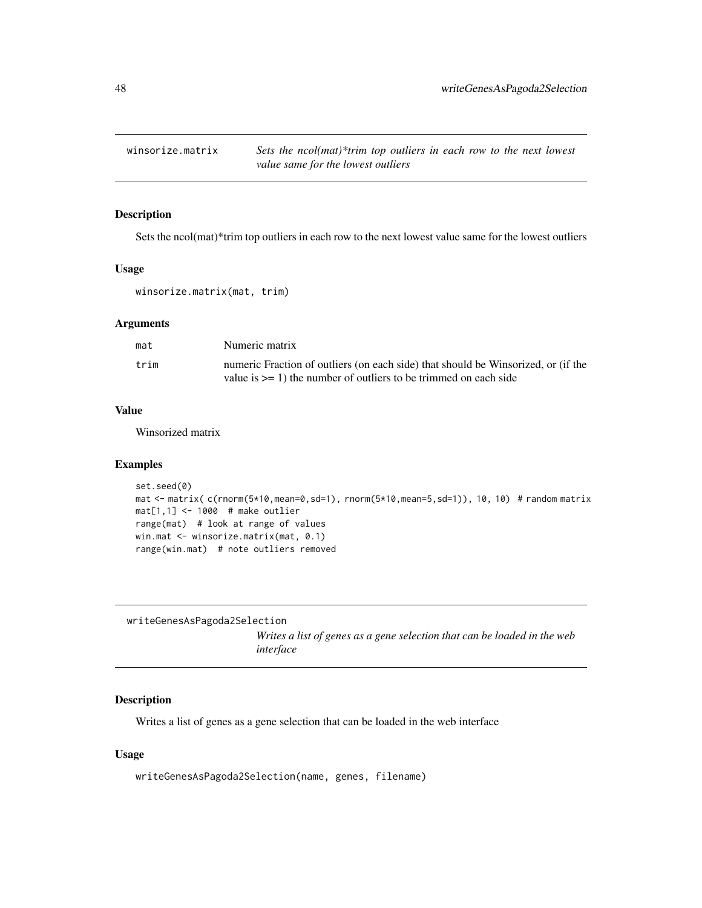## winsorize.matrix

*Sets the ncol(mat)*trim top outliers in each row to the next lowest value same for the lowest outliers*

### Description

Sets the ncol(mat)*trim top outliers in each row to the next lowest value same for the lowest outliers

### Usage

```
winsorize.matrix(mat, trim)
```

### Arguments

| | |
|---|---|
| mat | Numeric matrix |
| trim | numeric Fraction of outliers (on each side) that should be Winsorized, or (if the value is >= 1) the number of outliers to be trimmed on each side |

### Value

Winsorized matrix

### Examples

```
set.seed(0)
mat <- matrix( c(rnorm(5*10,mean=0,sd=1), rnorm(5*10,mean=5,sd=1)), 10, 10)  # random matrix
mat[1,1] <- 1000  # make outlier
range(mat)  # look at range of values
win.mat <- winsorize.matrix(mat, 0.1)
range(win.mat)  # note outliers removed
```

## writeGenesAsPagoda2Selection

*Writes a list of genes as a gene selection that can be loaded in the web interface*

### Description

Writes a list of genes as a gene selection that can be loaded in the web interface

### Usage

```
writeGenesAsPagoda2Selection(name, genes, filename)
```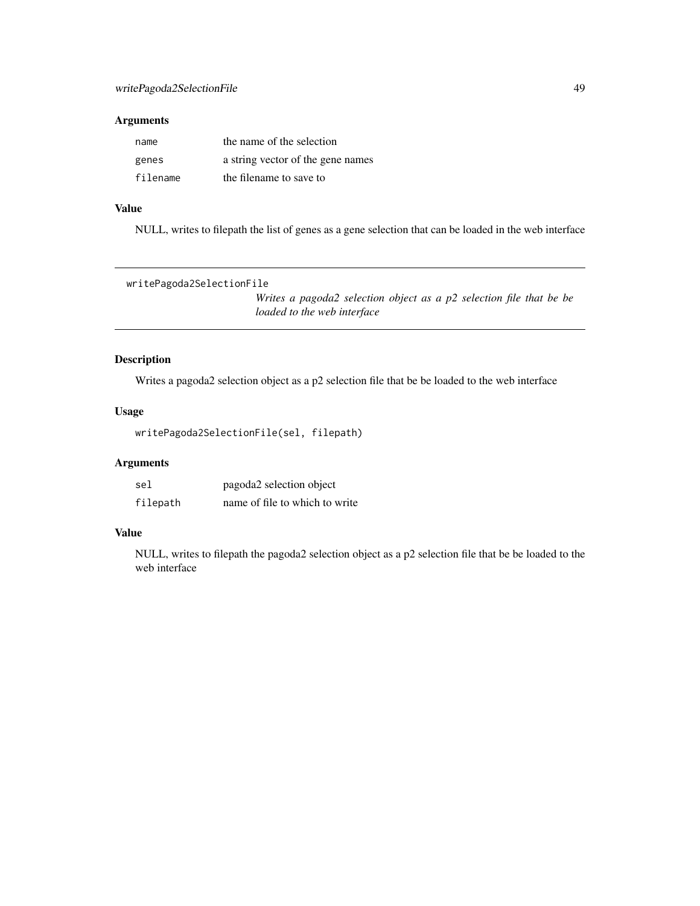## Arguments

| | |
|---|---|
| `name` | the name of the selection |
| `genes` | a string vector of the gene names |
| `filename` | the filename to save to |

## Value

NULL, writes to filepath the list of genes as a gene selection that can be loaded in the web interface

---

`writePagoda2SelectionFile`

*Writes a pagoda2 selection object as a p2 selection file that be be loaded to the web interface*

---

## Description

Writes a pagoda2 selection object as a p2 selection file that be be loaded to the web interface

## Usage

```
writePagoda2SelectionFile(sel, filepath)
```

## Arguments

| | |
|---|---|
| `sel` | pagoda2 selection object |
| `filepath` | name of file to which to write |

## Value

NULL, writes to filepath the pagoda2 selection object as a p2 selection file that be be loaded to the web interface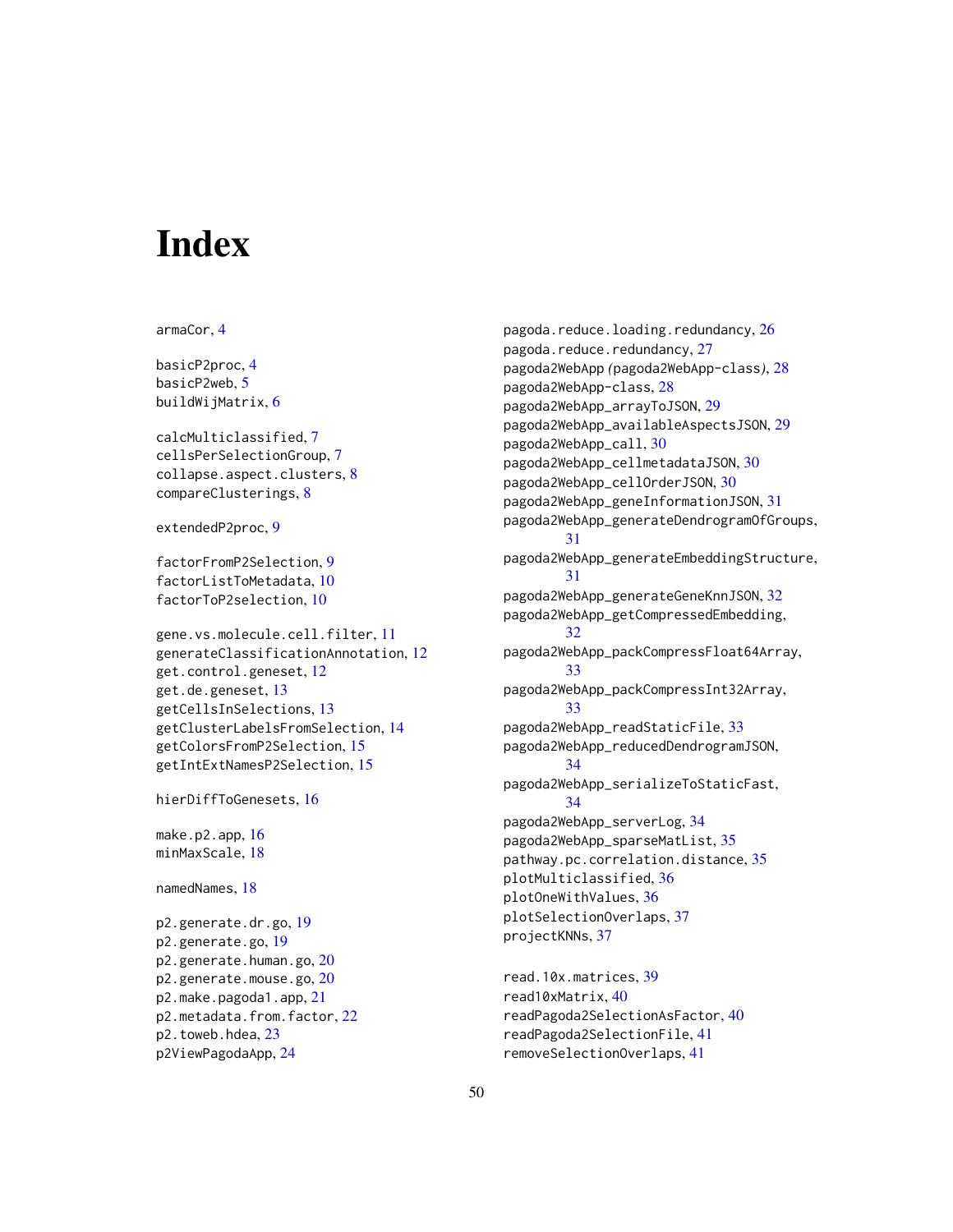# Index

armaCor, 4

basicP2proc, 4
basicP2web, 5
buildWijMatrix, 6

calcMulticlassified, 7
cellsPerSelectionGroup, 7
collapse.aspect.clusters, 8
compareClusterings, 8

extendedP2proc, 9

factorFromP2Selection, 9
factorListToMetadata, 10
factorToP2selection, 10

gene.vs.molecule.cell.filter, 11
generateClassificationAnnotation, 12
get.control.geneset, 12
get.de.geneset, 13
getCellsInSelections, 13
getClusterLabelsFromSelection, 14
getColorsFromP2Selection, 15
getIntExtNamesP2Selection, 15

hierDiffToGenesets, 16

make.p2.app, 16
minMaxScale, 18

namedNames, 18

p2.generate.dr.go, 19
p2.generate.go, 19
p2.generate.human.go, 20
p2.generate.mouse.go, 20
p2.make.pagoda1.app, 21
p2.metadata.from.factor, 22
p2.toweb.hdea, 23
p2ViewPagodaApp, 24

pagoda.reduce.loading.redundancy, 26
pagoda.reduce.redundancy, 27
pagoda2WebApp *(pagoda2WebApp-class)*, 28
pagoda2WebApp-class, 28
pagoda2WebApp_arrayToJSON, 29
pagoda2WebApp_availableAspectsJSON, 29
pagoda2WebApp_call, 30
pagoda2WebApp_cellmetadataJSON, 30
pagoda2WebApp_cellOrderJSON, 30
pagoda2WebApp_geneInformationJSON, 31
pagoda2WebApp_generateDendrogramOfGroups, 31
pagoda2WebApp_generateEmbeddingStructure, 31
pagoda2WebApp_generateGeneKnnJSON, 32
pagoda2WebApp_getCompressedEmbedding, 32
pagoda2WebApp_packCompressFloat64Array, 33
pagoda2WebApp_packCompressInt32Array, 33
pagoda2WebApp_readStaticFile, 33
pagoda2WebApp_reducedDendrogramJSON, 34
pagoda2WebApp_serializeToStaticFast, 34
pagoda2WebApp_serverLog, 34
pagoda2WebApp_sparseMatList, 35
pathway.pc.correlation.distance, 35
plotMulticlassified, 36
plotOneWithValues, 36
plotSelectionOverlaps, 37
projectKNNs, 37

read.10x.matrices, 39
read10xMatrix, 40
readPagoda2SelectionAsFactor, 40
readPagoda2SelectionFile, 41
removeSelectionOverlaps, 41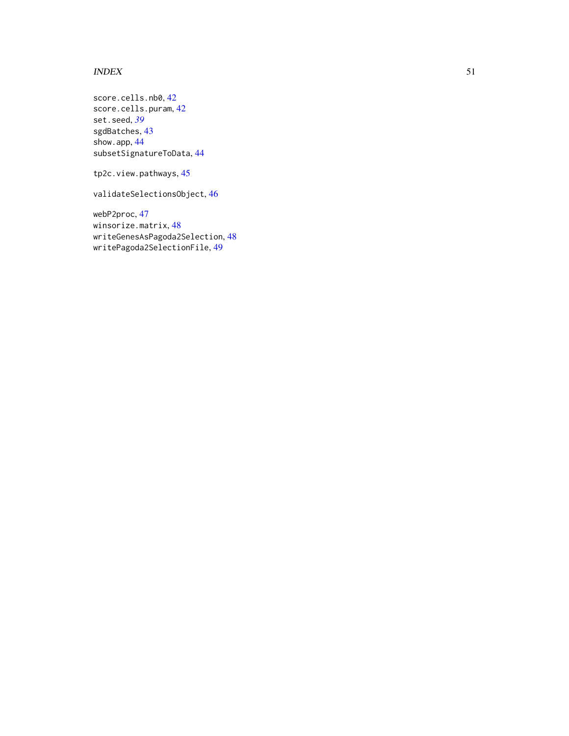score.cells.nb0, 42
score.cells.puram, 42
set.seed, *39*
sgdBatches, 43
show.app, 44
subsetSignatureToData, 44

tp2c.view.pathways, 45

validateSelectionsObject, 46

webP2proc, 47
winsorize.matrix, 48
writeGenesAsPagoda2Selection, 48
writePagoda2SelectionFile, 49